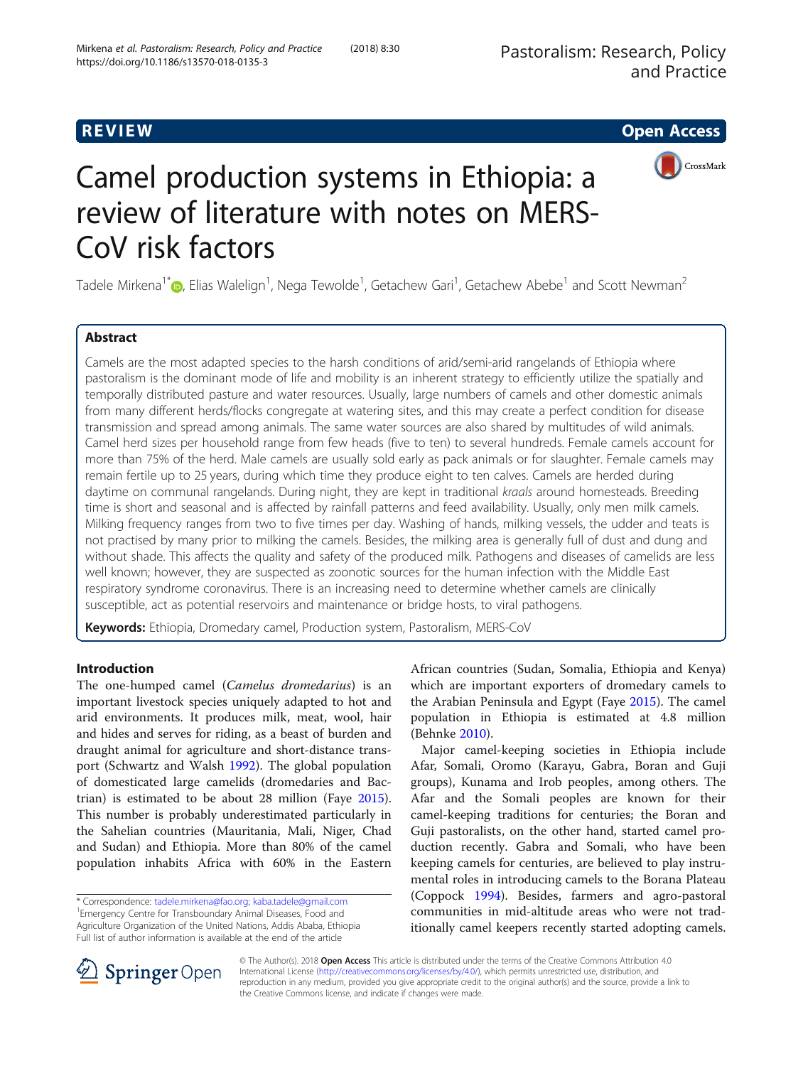REVIEW Open Access

# Camel production systems in Ethiopia: a review of literature with notes on MERS-CoV risk factors

Tadele Mirkena[1*], Elias Walelign[1], Nega Tewolde[1], Getachew Gari[1], Getachew Abebe[1] and Scott Newman[2]

## Abstract

Camels are the most adapted species to the harsh conditions of arid/semi-arid rangelands of Ethiopia where pastoralism is the dominant mode of life and mobility is an inherent strategy to efficiently utilize the spatially and temporally distributed pasture and water resources. Usually, large numbers of camels and other domestic animals from many different herds/flocks congregate at watering sites, and this may create a perfect condition for disease transmission and spread among animals. The same water sources are also shared by multitudes of wild animals. Camel herd sizes per household range from few heads (five to ten) to several hundreds. Female camels account for more than 75% of the herd. Male camels are usually sold early as pack animals or for slaughter. Female camels may remain fertile up to 25 years, during which time they produce eight to ten calves. Camels are herded during daytime on communal rangelands. During night, they are kept in traditional *kraals* around homesteads. Breeding time is short and seasonal and is affected by rainfall patterns and feed availability. Usually, only men milk camels. Milking frequency ranges from two to five times per day. Washing of hands, milking vessels, the udder and teats is not practised by many prior to milking the camels. Besides, the milking area is generally full of dust and dung and without shade. This affects the quality and safety of the produced milk. Pathogens and diseases of camelids are less well known; however, they are suspected as zoonotic sources for the human infection with the Middle East respiratory syndrome coronavirus. There is an increasing need to determine whether camels are clinically susceptible, act as potential reservoirs and maintenance or bridge hosts, to viral pathogens.

**Keywords:** Ethiopia, Dromedary camel, Production system, Pastoralism, MERS-CoV

## Introduction

The one-humped camel (*Camelus dromedarius*) is an important livestock species uniquely adapted to hot and arid environments. It produces milk, meat, wool, hair and hides and serves for riding, as a beast of burden and draught animal for agriculture and short-distance transport (Schwartz and Walsh 1992). The global population of domesticated large camelids (dromedaries and Bactrian) is estimated to be about 28 million (Faye 2015). This number is probably underestimated particularly in the Sahelian countries (Mauritania, Mali, Niger, Chad and Sudan) and Ethiopia. More than 80% of the camel population inhabits Africa with 60% in the Eastern African countries (Sudan, Somalia, Ethiopia and Kenya) which are important exporters of dromedary camels to the Arabian Peninsula and Egypt (Faye 2015). The camel population in Ethiopia is estimated at 4.8 million (Behnke 2010).

Major camel-keeping societies in Ethiopia include Afar, Somali, Oromo (Karayu, Gabra, Boran and Guji groups), Kunama and Irob peoples, among others. The Afar and the Somali peoples are known for their camel-keeping traditions for centuries; the Boran and Guji pastoralists, on the other hand, started camel production recently. Gabra and Somali, who have been keeping camels for centuries, are believed to play instrumental roles in introducing camels to the Borana Plateau (Coppock 1994). Besides, farmers and agro-pastoral communities in mid-altitude areas who were not traditionally camel keepers recently started adopting camels.

\* Correspondence: tadele.mirkena@fao.org; kaba.tadele@gmail.com
[1]Emergency Centre for Transboundary Animal Diseases, Food and Agriculture Organization of the United Nations, Addis Ababa, Ethiopia
Full list of author information is available at the end of the article

© The Author(s). 2018 **Open Access** This article is distributed under the terms of the Creative Commons Attribution 4.0 International License (http://creativecommons.org/licenses/by/4.0/), which permits unrestricted use, distribution, and reproduction in any medium, provided you give appropriate credit to the original author(s) and the source, provide a link to the Creative Commons license, and indicate if changes were made.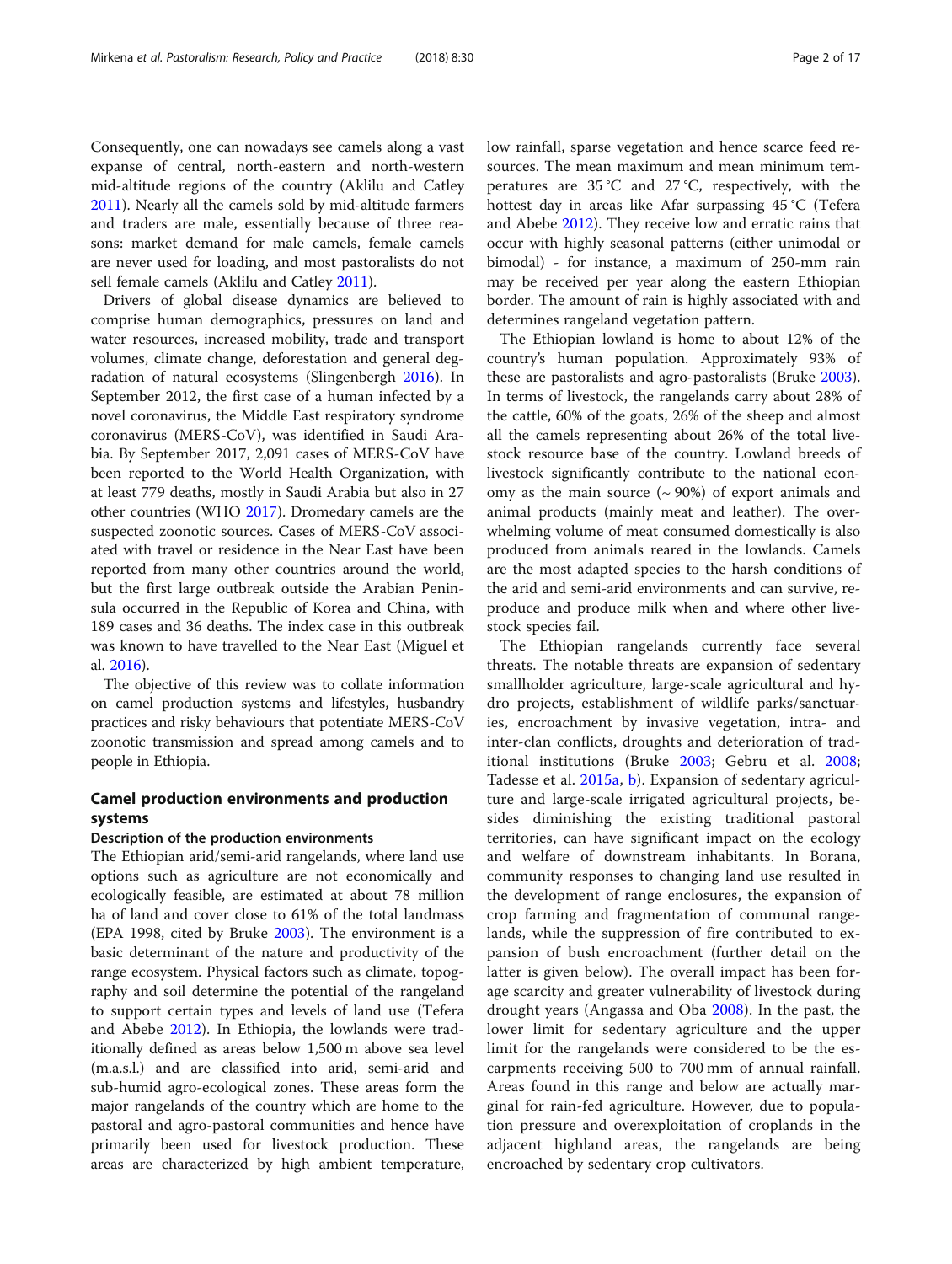Consequently, one can nowadays see camels along a vast expanse of central, north-eastern and north-western mid-altitude regions of the country (Aklilu and Catley 2011). Nearly all the camels sold by mid-altitude farmers and traders are male, essentially because of three reasons: market demand for male camels, female camels are never used for loading, and most pastoralists do not sell female camels (Aklilu and Catley 2011).

Drivers of global disease dynamics are believed to comprise human demographics, pressures on land and water resources, increased mobility, trade and transport volumes, climate change, deforestation and general degradation of natural ecosystems (Slingenbergh 2016). In September 2012, the first case of a human infected by a novel coronavirus, the Middle East respiratory syndrome coronavirus (MERS-CoV), was identified in Saudi Arabia. By September 2017, 2,091 cases of MERS-CoV have been reported to the World Health Organization, with at least 779 deaths, mostly in Saudi Arabia but also in 27 other countries (WHO 2017). Dromedary camels are the suspected zoonotic sources. Cases of MERS-CoV associated with travel or residence in the Near East have been reported from many other countries around the world, but the first large outbreak outside the Arabian Peninsula occurred in the Republic of Korea and China, with 189 cases and 36 deaths. The index case in this outbreak was known to have travelled to the Near East (Miguel et al. 2016).

The objective of this review was to collate information on camel production systems and lifestyles, husbandry practices and risky behaviours that potentiate MERS-CoV zoonotic transmission and spread among camels and to people in Ethiopia.

## Camel production environments and production systems

### Description of the production environments

The Ethiopian arid/semi-arid rangelands, where land use options such as agriculture are not economically and ecologically feasible, are estimated at about 78 million ha of land and cover close to 61% of the total landmass (EPA 1998, cited by Bruke 2003). The environment is a basic determinant of the nature and productivity of the range ecosystem. Physical factors such as climate, topography and soil determine the potential of the rangeland to support certain types and levels of land use (Tefera and Abebe 2012). In Ethiopia, the lowlands were traditionally defined as areas below 1,500 m above sea level (m.a.s.l.) and are classified into arid, semi-arid and sub-humid agro-ecological zones. These areas form the major rangelands of the country which are home to the pastoral and agro-pastoral communities and hence have primarily been used for livestock production. These areas are characterized by high ambient temperature, low rainfall, sparse vegetation and hence scarce feed resources. The mean maximum and mean minimum temperatures are 35 °C and 27 °C, respectively, with the hottest day in areas like Afar surpassing 45 °C (Tefera and Abebe 2012). They receive low and erratic rains that occur with highly seasonal patterns (either unimodal or bimodal) - for instance, a maximum of 250-mm rain may be received per year along the eastern Ethiopian border. The amount of rain is highly associated with and determines rangeland vegetation pattern.

The Ethiopian lowland is home to about 12% of the country's human population. Approximately 93% of these are pastoralists and agro-pastoralists (Bruke 2003). In terms of livestock, the rangelands carry about 28% of the cattle, 60% of the goats, 26% of the sheep and almost all the camels representing about 26% of the total livestock resource base of the country. Lowland breeds of livestock significantly contribute to the national economy as the main source (~ 90%) of export animals and animal products (mainly meat and leather). The overwhelming volume of meat consumed domestically is also produced from animals reared in the lowlands. Camels are the most adapted species to the harsh conditions of the arid and semi-arid environments and can survive, reproduce and produce milk when and where other livestock species fail.

The Ethiopian rangelands currently face several threats. The notable threats are expansion of sedentary smallholder agriculture, large-scale agricultural and hydro projects, establishment of wildlife parks/sanctuaries, encroachment by invasive vegetation, intra- and inter-clan conflicts, droughts and deterioration of traditional institutions (Bruke 2003; Gebru et al. 2008; Tadesse et al. 2015a, b). Expansion of sedentary agriculture and large-scale irrigated agricultural projects, besides diminishing the existing traditional pastoral territories, can have significant impact on the ecology and welfare of downstream inhabitants. In Borana, community responses to changing land use resulted in the development of range enclosures, the expansion of crop farming and fragmentation of communal rangelands, while the suppression of fire contributed to expansion of bush encroachment (further detail on the latter is given below). The overall impact has been forage scarcity and greater vulnerability of livestock during drought years (Angassa and Oba 2008). In the past, the lower limit for sedentary agriculture and the upper limit for the rangelands were considered to be the escarpments receiving 500 to 700 mm of annual rainfall. Areas found in this range and below are actually marginal for rain-fed agriculture. However, due to population pressure and overexploitation of croplands in the adjacent highland areas, the rangelands are being encroached by sedentary crop cultivators.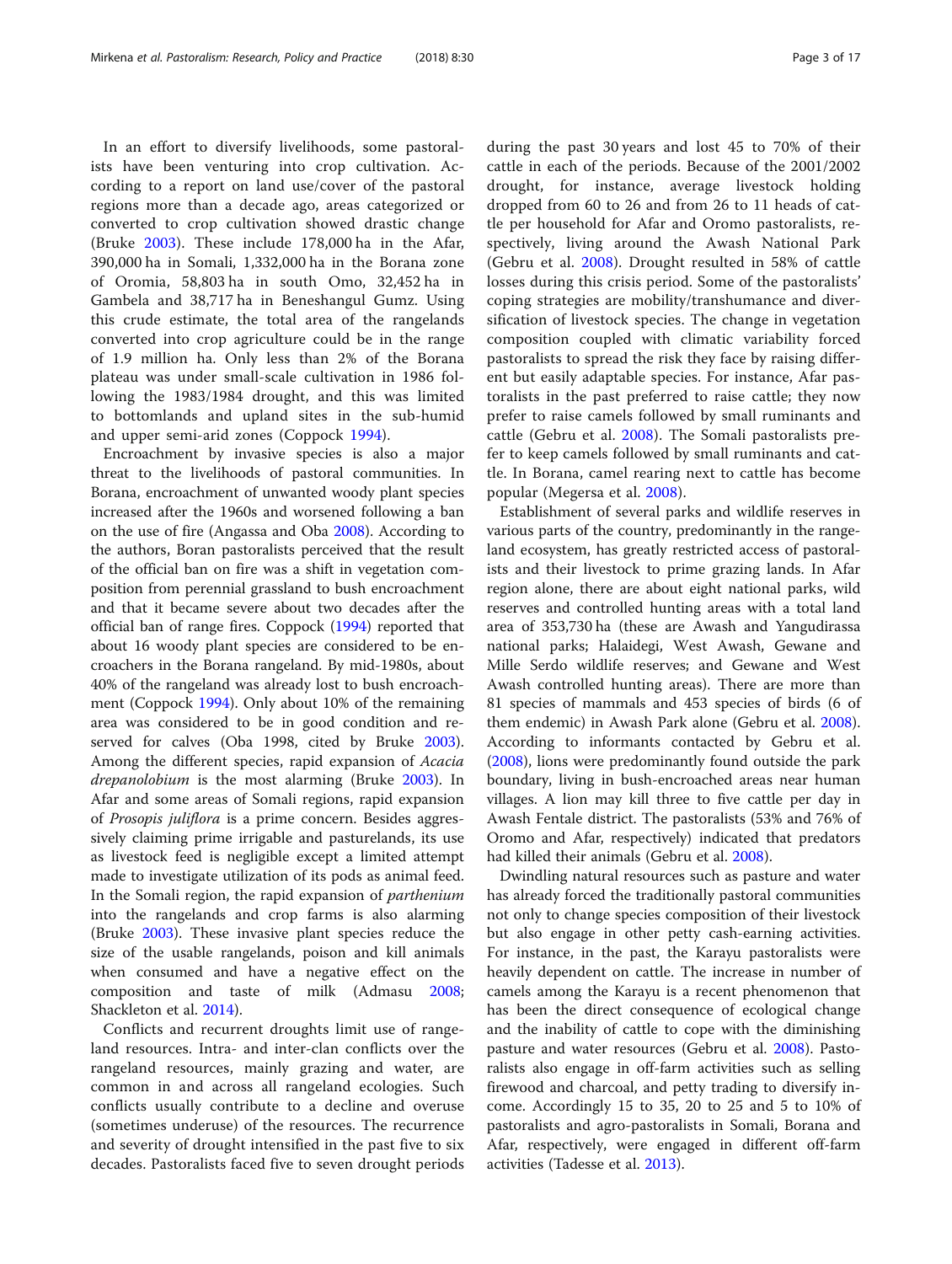In an effort to diversify livelihoods, some pastoralists have been venturing into crop cultivation. According to a report on land use/cover of the pastoral regions more than a decade ago, areas categorized or converted to crop cultivation showed drastic change (Bruke 2003). These include 178,000 ha in the Afar, 390,000 ha in Somali, 1,332,000 ha in the Borana zone of Oromia, 58,803 ha in south Omo, 32,452 ha in Gambela and 38,717 ha in Beneshangul Gumz. Using this crude estimate, the total area of the rangelands converted into crop agriculture could be in the range of 1.9 million ha. Only less than 2% of the Borana plateau was under small-scale cultivation in 1986 following the 1983/1984 drought, and this was limited to bottomlands and upland sites in the sub-humid and upper semi-arid zones (Coppock 1994).

Encroachment by invasive species is also a major threat to the livelihoods of pastoral communities. In Borana, encroachment of unwanted woody plant species increased after the 1960s and worsened following a ban on the use of fire (Angassa and Oba 2008). According to the authors, Boran pastoralists perceived that the result of the official ban on fire was a shift in vegetation composition from perennial grassland to bush encroachment and that it became severe about two decades after the official ban of range fires. Coppock (1994) reported that about 16 woody plant species are considered to be encroachers in the Borana rangeland. By mid-1980s, about 40% of the rangeland was already lost to bush encroachment (Coppock 1994). Only about 10% of the remaining area was considered to be in good condition and reserved for calves (Oba 1998, cited by Bruke 2003). Among the different species, rapid expansion of *Acacia drepanolobium* is the most alarming (Bruke 2003). In Afar and some areas of Somali regions, rapid expansion of *Prosopis juliflora* is a prime concern. Besides aggressively claiming prime irrigable and pasturelands, its use as livestock feed is negligible except a limited attempt made to investigate utilization of its pods as animal feed. In the Somali region, the rapid expansion of *parthenium* into the rangelands and crop farms is also alarming (Bruke 2003). These invasive plant species reduce the size of the usable rangelands, poison and kill animals when consumed and have a negative effect on the composition and taste of milk (Admasu 2008; Shackleton et al. 2014).

Conflicts and recurrent droughts limit use of rangeland resources. Intra- and inter-clan conflicts over the rangeland resources, mainly grazing and water, are common in and across all rangeland ecologies. Such conflicts usually contribute to a decline and overuse (sometimes underuse) of the resources. The recurrence and severity of drought intensified in the past five to six decades. Pastoralists faced five to seven drought periods during the past 30 years and lost 45 to 70% of their cattle in each of the periods. Because of the 2001/2002 drought, for instance, average livestock holding dropped from 60 to 26 and from 26 to 11 heads of cattle per household for Afar and Oromo pastoralists, respectively, living around the Awash National Park (Gebru et al. 2008). Drought resulted in 58% of cattle losses during this crisis period. Some of the pastoralists' coping strategies are mobility/transhumance and diversification of livestock species. The change in vegetation composition coupled with climatic variability forced pastoralists to spread the risk they face by raising different but easily adaptable species. For instance, Afar pastoralists in the past preferred to raise cattle; they now prefer to raise camels followed by small ruminants and cattle (Gebru et al. 2008). The Somali pastoralists prefer to keep camels followed by small ruminants and cattle. In Borana, camel rearing next to cattle has become popular (Megersa et al. 2008).

Establishment of several parks and wildlife reserves in various parts of the country, predominantly in the rangeland ecosystem, has greatly restricted access of pastoralists and their livestock to prime grazing lands. In Afar region alone, there are about eight national parks, wild reserves and controlled hunting areas with a total land area of 353,730 ha (these are Awash and Yangudirassa national parks; Halaidegi, West Awash, Gewane and Mille Serdo wildlife reserves; and Gewane and West Awash controlled hunting areas). There are more than 81 species of mammals and 453 species of birds (6 of them endemic) in Awash Park alone (Gebru et al. 2008). According to informants contacted by Gebru et al. (2008), lions were predominantly found outside the park boundary, living in bush-encroached areas near human villages. A lion may kill three to five cattle per day in Awash Fentale district. The pastoralists (53% and 76% of Oromo and Afar, respectively) indicated that predators had killed their animals (Gebru et al. 2008).

Dwindling natural resources such as pasture and water has already forced the traditionally pastoral communities not only to change species composition of their livestock but also engage in other petty cash-earning activities. For instance, in the past, the Karayu pastoralists were heavily dependent on cattle. The increase in number of camels among the Karayu is a recent phenomenon that has been the direct consequence of ecological change and the inability of cattle to cope with the diminishing pasture and water resources (Gebru et al. 2008). Pastoralists also engage in off-farm activities such as selling firewood and charcoal, and petty trading to diversify income. Accordingly 15 to 35, 20 to 25 and 5 to 10% of pastoralists and agro-pastoralists in Somali, Borana and Afar, respectively, were engaged in different off-farm activities (Tadesse et al. 2013).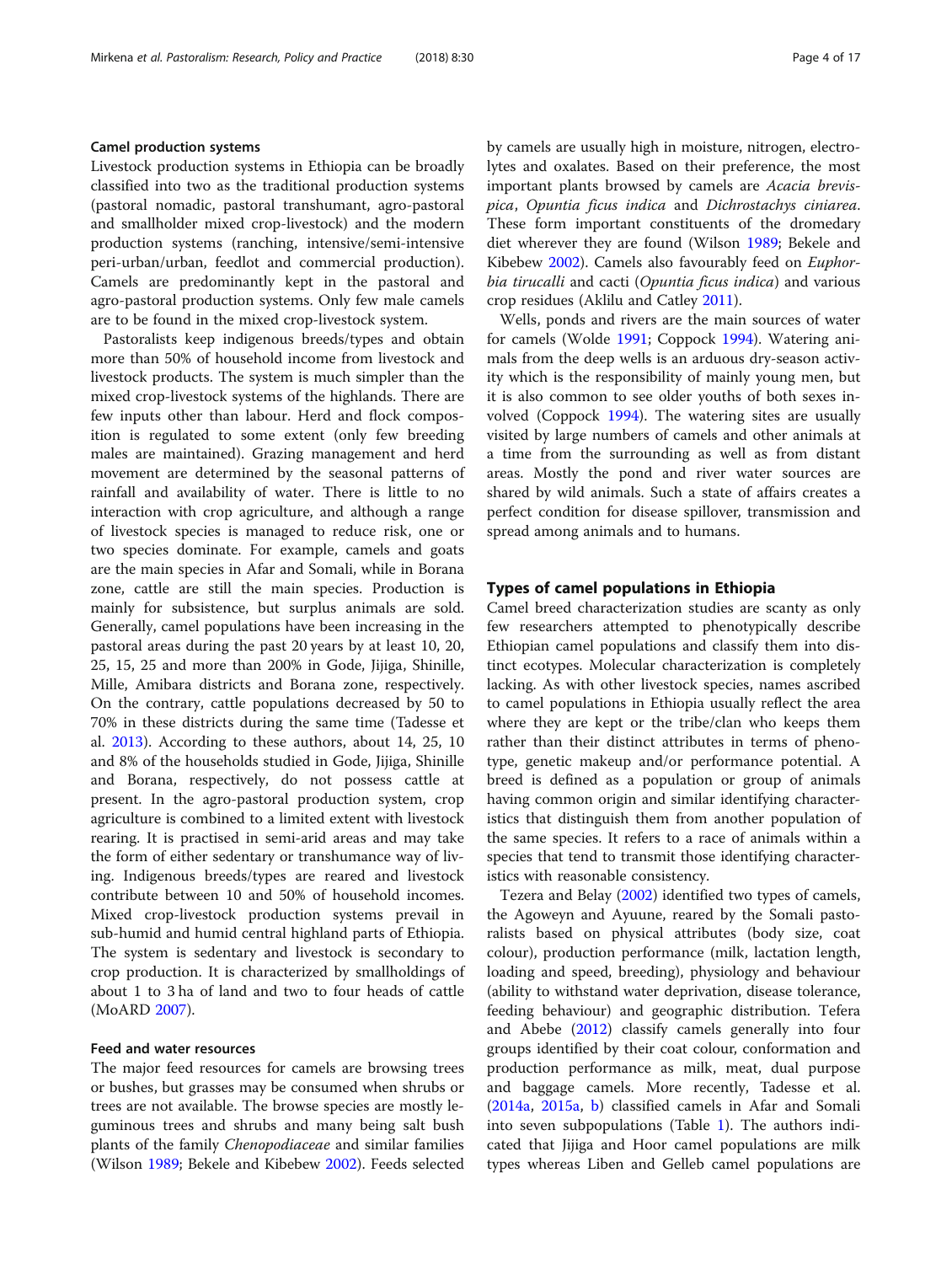### Camel production systems

Livestock production systems in Ethiopia can be broadly classified into two as the traditional production systems (pastoral nomadic, pastoral transhumant, agro-pastoral and smallholder mixed crop-livestock) and the modern production systems (ranching, intensive/semi-intensive peri-urban/urban, feedlot and commercial production). Camels are predominantly kept in the pastoral and agro-pastoral production systems. Only few male camels are to be found in the mixed crop-livestock system.

Pastoralists keep indigenous breeds/types and obtain more than 50% of household income from livestock and livestock products. The system is much simpler than the mixed crop-livestock systems of the highlands. There are few inputs other than labour. Herd and flock composition is regulated to some extent (only few breeding males are maintained). Grazing management and herd movement are determined by the seasonal patterns of rainfall and availability of water. There is little to no interaction with crop agriculture, and although a range of livestock species is managed to reduce risk, one or two species dominate. For example, camels and goats are the main species in Afar and Somali, while in Borana zone, cattle are still the main species. Production is mainly for subsistence, but surplus animals are sold. Generally, camel populations have been increasing in the pastoral areas during the past 20 years by at least 10, 20, 25, 15, 25 and more than 200% in Gode, Jijiga, Shinille, Mille, Amibara districts and Borana zone, respectively. On the contrary, cattle populations decreased by 50 to 70% in these districts during the same time (Tadesse et al. 2013). According to these authors, about 14, 25, 10 and 8% of the households studied in Gode, Jijiga, Shinille and Borana, respectively, do not possess cattle at present. In the agro-pastoral production system, crop agriculture is combined to a limited extent with livestock rearing. It is practised in semi-arid areas and may take the form of either sedentary or transhumance way of living. Indigenous breeds/types are reared and livestock contribute between 10 and 50% of household incomes. Mixed crop-livestock production systems prevail in sub-humid and humid central highland parts of Ethiopia. The system is sedentary and livestock is secondary to crop production. It is characterized by smallholdings of about 1 to 3 ha of land and two to four heads of cattle (MoARD 2007).

### Feed and water resources

The major feed resources for camels are browsing trees or bushes, but grasses may be consumed when shrubs or trees are not available. The browse species are mostly leguminous trees and shrubs and many being salt bush plants of the family *Chenopodiaceae* and similar families (Wilson 1989; Bekele and Kibebew 2002). Feeds selected by camels are usually high in moisture, nitrogen, electrolytes and oxalates. Based on their preference, the most important plants browsed by camels are *Acacia brevispica*, *Opuntia ficus indica* and *Dichrostachys ciniarea*. These form important constituents of the dromedary diet wherever they are found (Wilson 1989; Bekele and Kibebew 2002). Camels also favourably feed on *Euphorbia tirucalli* and cacti (*Opuntia ficus indica*) and various crop residues (Aklilu and Catley 2011).

Wells, ponds and rivers are the main sources of water for camels (Wolde 1991; Coppock 1994). Watering animals from the deep wells is an arduous dry-season activity which is the responsibility of mainly young men, but it is also common to see older youths of both sexes involved (Coppock 1994). The watering sites are usually visited by large numbers of camels and other animals at a time from the surrounding as well as from distant areas. Mostly the pond and river water sources are shared by wild animals. Such a state of affairs creates a perfect condition for disease spillover, transmission and spread among animals and to humans.

## Types of camel populations in Ethiopia

Camel breed characterization studies are scanty as only few researchers attempted to phenotypically describe Ethiopian camel populations and classify them into distinct ecotypes. Molecular characterization is completely lacking. As with other livestock species, names ascribed to camel populations in Ethiopia usually reflect the area where they are kept or the tribe/clan who keeps them rather than their distinct attributes in terms of phenotype, genetic makeup and/or performance potential. A breed is defined as a population or group of animals having common origin and similar identifying characteristics that distinguish them from another population of the same species. It refers to a race of animals within a species that tend to transmit those identifying characteristics with reasonable consistency.

Tezera and Belay (2002) identified two types of camels, the Agoweyn and Ayuune, reared by the Somali pastoralists based on physical attributes (body size, coat colour), production performance (milk, lactation length, loading and speed, breeding), physiology and behaviour (ability to withstand water deprivation, disease tolerance, feeding behaviour) and geographic distribution. Tefera and Abebe (2012) classify camels generally into four groups identified by their coat colour, conformation and production performance as milk, meat, dual purpose and baggage camels. More recently, Tadesse et al. (2014a, 2015a, b) classified camels in Afar and Somali into seven subpopulations (Table 1). The authors indicated that Jijiga and Hoor camel populations are milk types whereas Liben and Gelleb camel populations are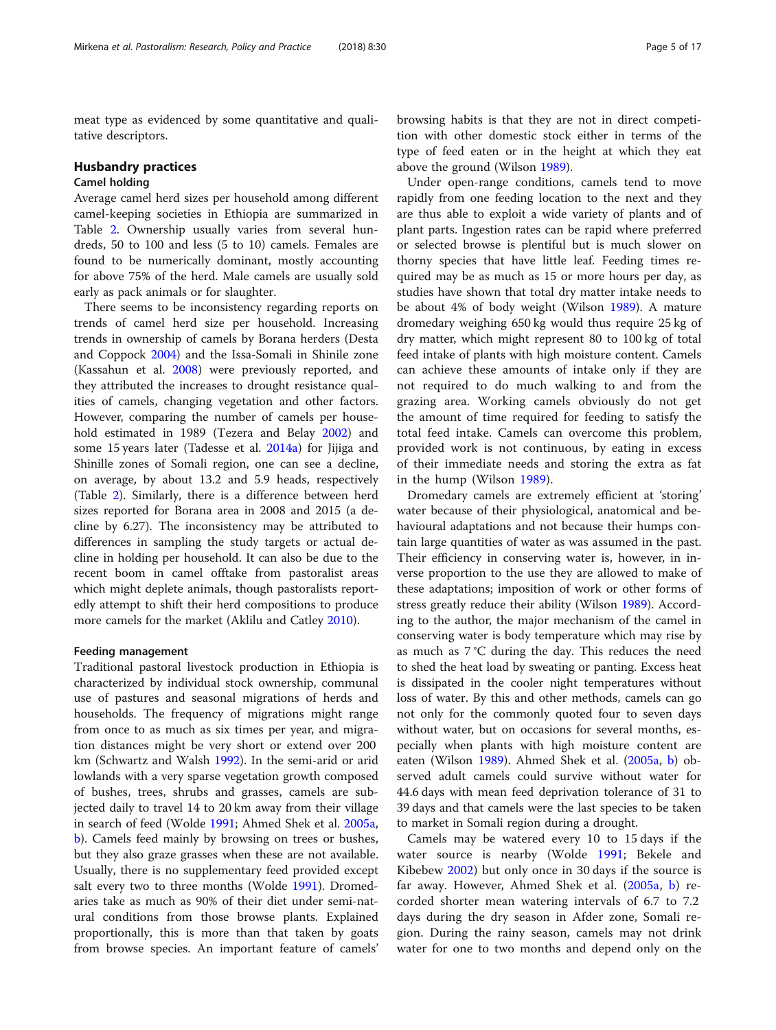meat type as evidenced by some quantitative and qualitative descriptors.

## Husbandry practices

### Camel holding

Average camel herd sizes per household among different camel-keeping societies in Ethiopia are summarized in Table 2. Ownership usually varies from several hundreds, 50 to 100 and less (5 to 10) camels. Females are found to be numerically dominant, mostly accounting for above 75% of the herd. Male camels are usually sold early as pack animals or for slaughter.

There seems to be inconsistency regarding reports on trends of camel herd size per household. Increasing trends in ownership of camels by Borana herders (Desta and Coppock 2004) and the Issa-Somali in Shinile zone (Kassahun et al. 2008) were previously reported, and they attributed the increases to drought resistance qualities of camels, changing vegetation and other factors. However, comparing the number of camels per household estimated in 1989 (Tezera and Belay 2002) and some 15 years later (Tadesse et al. 2014a) for Jijiga and Shinille zones of Somali region, one can see a decline, on average, by about 13.2 and 5.9 heads, respectively (Table 2). Similarly, there is a difference between herd sizes reported for Borana area in 2008 and 2015 (a decline by 6.27). The inconsistency may be attributed to differences in sampling the study targets or actual decline in holding per household. It can also be due to the recent boom in camel offtake from pastoralist areas which might deplete animals, though pastoralists reportedly attempt to shift their herd compositions to produce more camels for the market (Aklilu and Catley 2010).

#### Feeding management

Traditional pastoral livestock production in Ethiopia is characterized by individual stock ownership, communal use of pastures and seasonal migrations of herds and households. The frequency of migrations might range from once to as much as six times per year, and migration distances might be very short or extend over 200 km (Schwartz and Walsh 1992). In the semi-arid or arid lowlands with a very sparse vegetation growth composed of bushes, trees, shrubs and grasses, camels are subjected daily to travel 14 to 20 km away from their village in search of feed (Wolde 1991; Ahmed Shek et al. 2005a, b). Camels feed mainly by browsing on trees or bushes, but they also graze grasses when these are not available. Usually, there is no supplementary feed provided except salt every two to three months (Wolde 1991). Dromedaries take as much as 90% of their diet under semi-natural conditions from those browse plants. Explained proportionally, this is more than that taken by goats from browse species. An important feature of camels' browsing habits is that they are not in direct competition with other domestic stock either in terms of the type of feed eaten or in the height at which they eat above the ground (Wilson 1989).

Under open-range conditions, camels tend to move rapidly from one feeding location to the next and they are thus able to exploit a wide variety of plants and of plant parts. Ingestion rates can be rapid where preferred or selected browse is plentiful but is much slower on thorny species that have little leaf. Feeding times required may be as much as 15 or more hours per day, as studies have shown that total dry matter intake needs to be about 4% of body weight (Wilson 1989). A mature dromedary weighing 650 kg would thus require 25 kg of dry matter, which might represent 80 to 100 kg of total feed intake of plants with high moisture content. Camels can achieve these amounts of intake only if they are not required to do much walking to and from the grazing area. Working camels obviously do not get the amount of time required for feeding to satisfy the total feed intake. Camels can overcome this problem, provided work is not continuous, by eating in excess of their immediate needs and storing the extra as fat in the hump (Wilson 1989).

Dromedary camels are extremely efficient at 'storing' water because of their physiological, anatomical and behavioural adaptations and not because their humps contain large quantities of water as was assumed in the past. Their efficiency in conserving water is, however, in inverse proportion to the use they are allowed to make of these adaptations; imposition of work or other forms of stress greatly reduce their ability (Wilson 1989). According to the author, the major mechanism of the camel in conserving water is body temperature which may rise by as much as 7 °C during the day. This reduces the need to shed the heat load by sweating or panting. Excess heat is dissipated in the cooler night temperatures without loss of water. By this and other methods, camels can go not only for the commonly quoted four to seven days without water, but on occasions for several months, especially when plants with high moisture content are eaten (Wilson 1989). Ahmed Shek et al. (2005a, b) observed adult camels could survive without water for 44.6 days with mean feed deprivation tolerance of 31 to 39 days and that camels were the last species to be taken to market in Somali region during a drought.

Camels may be watered every 10 to 15 days if the water source is nearby (Wolde 1991; Bekele and Kibebew 2002) but only once in 30 days if the source is far away. However, Ahmed Shek et al. (2005a, b) recorded shorter mean watering intervals of 6.7 to 7.2 days during the dry season in Afder zone, Somali region. During the rainy season, camels may not drink water for one to two months and depend only on the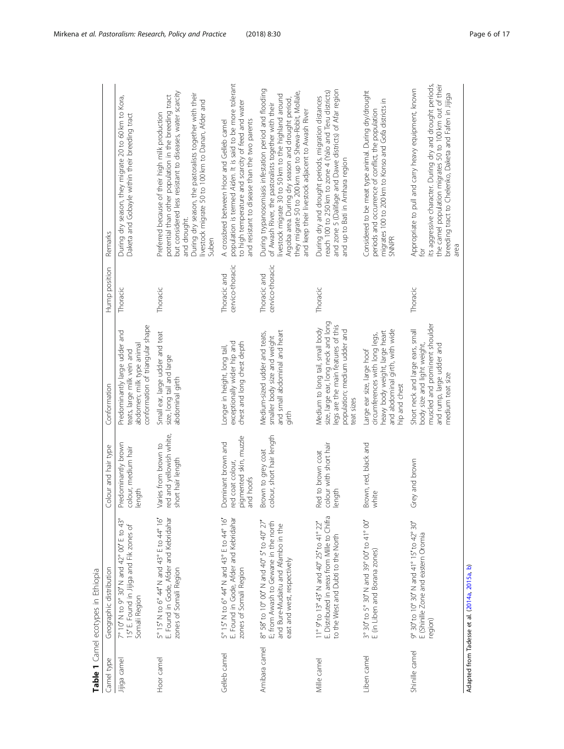**Table 1** Camel ecotypes in Ethiopia

| Camel type | Geographic distribution | Colour and hair type | Conformation | Hump position | Remarks |
|---|---|---|---|---|---|
| Jijiga camel | 7° 10′ N to 9° 30′ N and 42° 00′ E to 43° 15′ E. Found in Jijiga and Fik zones of Somali Region | Predominantly brown colour, medium hair length | Predominantly large udder and teats, large milk vein and abdomen; milk type animal conformation of triangular shape | Thoracic | During dry season, they migrate 20 to 60 km to Kora, Daketa and Gobayle within their breeding tract |
| Hoor camel | 5° 15′ N to 6° 44′ N and 43° E to 44° 16′ E. Found in Gode, Afder and Kebridahar zones of Somali Region | Varies from brown to red and yellowish white, short hair length | Small ear, large udder and teat size, long tail and large abdominal girth | Thoracic | Preferred because of their high milk production potential than other population in the breeding tract but considered less resistant to diseases, water scarcity and drought. During dry season, the pastoralists together with their livestock migrate 50 to 100 km to Danan, Afder and Suben |
| Gelleb camel | 5° 15′ N to 6° 44′ N and 43° E to 44° 16′ E. Found in Gode, Afder and Kebridahar zones of Somali Region | Dominant brown and red coat colour, pigmented skin, muzzle and hoofs | Longer in height, long tail, exceptionally wider hip and chest and long chest depth | Thoracic and cervico-thoracic | A crossbred between Hoor and Gelleb camel population is termed *Alden*. It is said to be more tolerant to high temperature and scarcity of feed and water and resistant to disease than the two parents |
| Amibara camel | 8° 58′ to 10° 00′ N and 40° 5′ to 40° 27′ E; from Awash to Gewane in the north and Bure-Mudaitu and Afambo in the east and west, respectively | Brown to grey coat colour, short hair length | Medium-sized udder and teats, smaller body size and weight and small abdominal and heart girth | Thoracic and cervico-thoracic | During trypanosomiasis infestation period and flooding of Awash River, the pastoralists together with their livestock migrate 30 to 50 km to the highland around Argoba area. During dry season and drought period, they migrate 50 to 200 km up to Shewa-Robit, Mollale, and keep their livestock adjacent to Awash River |
| Mille camel | 11° 9′ to 13° 43′ N and 40° 25′ to 41° 22′ E. Distributed in areas from Mille to Chifra to the West and Dubti to the North | Red to brown coat colour with short hair length | Medium to long tail, small body size, large ear, long neck and long legs are the main features of this population; medium udder and teat sizes | Thoracic | During dry and drought periods, migration distances reach 100 to 250 km to zone 4 (Yalo and Teru districts) and zone 5 (Dalifage and Dawe districts) of Afar region and up to Bati in Amhara region |
| Liben camel | 3° 30′ to 5° 30′ N and 39° 00′ to 41° 00′ E (in Liben and Borana zones) | Brown, red, black and white | Large ear size, large hoof circumferences with long legs, heavy body weight, large heart and abdominal girth, with wide hip and chest | | Considered to be meat type animal. During dry/drought periods and occurrence of conflict, the population migrates 100 to 200 km to Konso and Gofa districts in SNNPR |
| Shinille camel | 9° 30′ to 10° 30′ N and 41° 15′ to 42° 30′ E (Shinille Zone and eastern Oromia region) | Grey and brown | Short neck and large ears, small body size and light weight, muscled and prominent shoulder and rump, large udder and medium teat size | Thoracic | Appropriate to pull and carry heavy equipment, known for its aggressive character. During dry and drought periods, the camel population migrates 50 to 100 km out of their breeding tract to Chelenko, Daketa and Fafen in Jijiga area |

Adapted from Tadesse et al. (2014a, 2015a, b)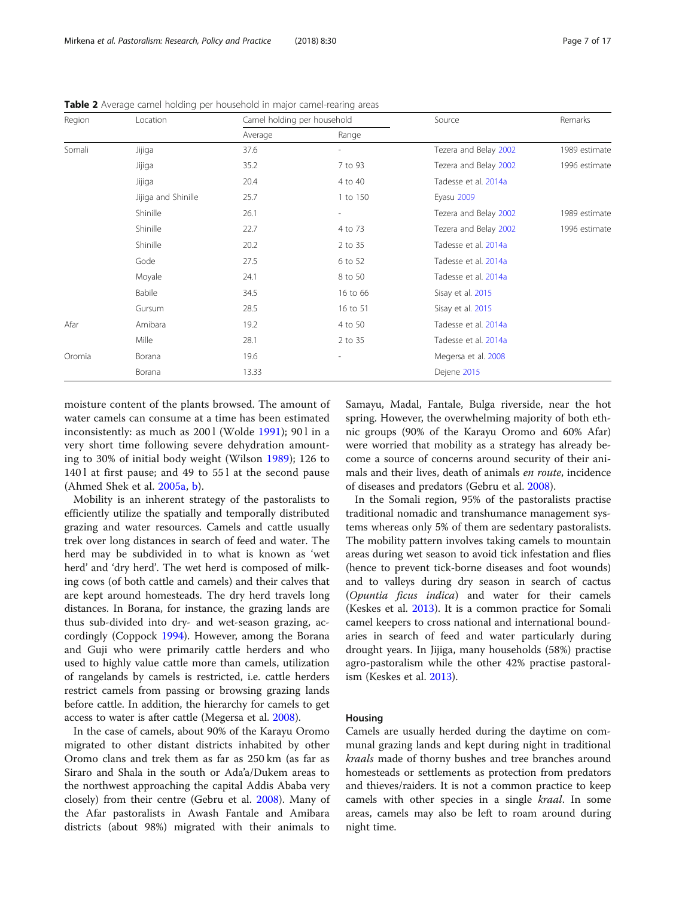**Table 2** Average camel holding per household in major camel-rearing areas

| Region | Location | Camel holding per household | | Source | Remarks |
|---|---|---|---|---|---|
| | | Average | Range | | |
| Somali | Jijiga | 37.6 | - | Tezera and Belay 2002 | 1989 estimate |
| | Jijiga | 35.2 | 7 to 93 | Tezera and Belay 2002 | 1996 estimate |
| | Jijiga | 20.4 | 4 to 40 | Tadesse et al. 2014a | |
| | Jijiga and Shinille | 25.7 | 1 to 150 | Eyasu 2009 | |
| | Shinille | 26.1 | - | Tezera and Belay 2002 | 1989 estimate |
| | Shinille | 22.7 | 4 to 73 | Tezera and Belay 2002 | 1996 estimate |
| | Shinille | 20.2 | 2 to 35 | Tadesse et al. 2014a | |
| | Gode | 27.5 | 6 to 52 | Tadesse et al. 2014a | |
| | Moyale | 24.1 | 8 to 50 | Tadesse et al. 2014a | |
| | Babile | 34.5 | 16 to 66 | Sisay et al. 2015 | |
| | Gursum | 28.5 | 16 to 51 | Sisay et al. 2015 | |
| Afar | Amibara | 19.2 | 4 to 50 | Tadesse et al. 2014a | |
| | Mille | 28.1 | 2 to 35 | Tadesse et al. 2014a | |
| Oromia | Borana | 19.6 | - | Megersa et al. 2008 | |
| | Borana | 13.33 | | Dejene 2015 | |

moisture content of the plants browsed. The amount of water camels can consume at a time has been estimated inconsistently: as much as 200 l (Wolde 1991); 90 l in a very short time following severe dehydration amounting to 30% of initial body weight (Wilson 1989); 126 to 140 l at first pause; and 49 to 55 l at the second pause (Ahmed Shek et al. 2005a, b).

Mobility is an inherent strategy of the pastoralists to efficiently utilize the spatially and temporally distributed grazing and water resources. Camels and cattle usually trek over long distances in search of feed and water. The herd may be subdivided in to what is known as 'wet herd' and 'dry herd'. The wet herd is composed of milking cows (of both cattle and camels) and their calves that are kept around homesteads. The dry herd travels long distances. In Borana, for instance, the grazing lands are thus sub-divided into dry- and wet-season grazing, accordingly (Coppock 1994). However, among the Borana and Guji who were primarily cattle herders and who used to highly value cattle more than camels, utilization of rangelands by camels is restricted, i.e. cattle herders restrict camels from passing or browsing grazing lands before cattle. In addition, the hierarchy for camels to get access to water is after cattle (Megersa et al. 2008).

In the case of camels, about 90% of the Karayu Oromo migrated to other distant districts inhabited by other Oromo clans and trek them as far as 250 km (as far as Siraro and Shala in the south or Ada'a/Dukem areas to the northwest approaching the capital Addis Ababa very closely) from their centre (Gebru et al. 2008). Many of the Afar pastoralists in Awash Fantale and Amibara districts (about 98%) migrated with their animals to Samayu, Madal, Fantale, Bulga riverside, near the hot spring. However, the overwhelming majority of both ethnic groups (90% of the Karayu Oromo and 60% Afar) were worried that mobility as a strategy has already become a source of concerns around security of their animals and their lives, death of animals *en route*, incidence of diseases and predators (Gebru et al. 2008).

In the Somali region, 95% of the pastoralists practise traditional nomadic and transhumance management systems whereas only 5% of them are sedentary pastoralists. The mobility pattern involves taking camels to mountain areas during wet season to avoid tick infestation and flies (hence to prevent tick-borne diseases and foot wounds) and to valleys during dry season in search of cactus (*Opuntia ficus indica*) and water for their camels (Keskes et al. 2013). It is a common practice for Somali camel keepers to cross national and international boundaries in search of feed and water particularly during drought years. In Jijiga, many households (58%) practise agro-pastoralism while the other 42% practise pastoralism (Keskes et al. 2013).

### Housing

Camels are usually herded during the daytime on communal grazing lands and kept during night in traditional *kraals* made of thorny bushes and tree branches around homesteads or settlements as protection from predators and thieves/raiders. It is not a common practice to keep camels with other species in a single *kraal*. In some areas, camels may also be left to roam around during night time.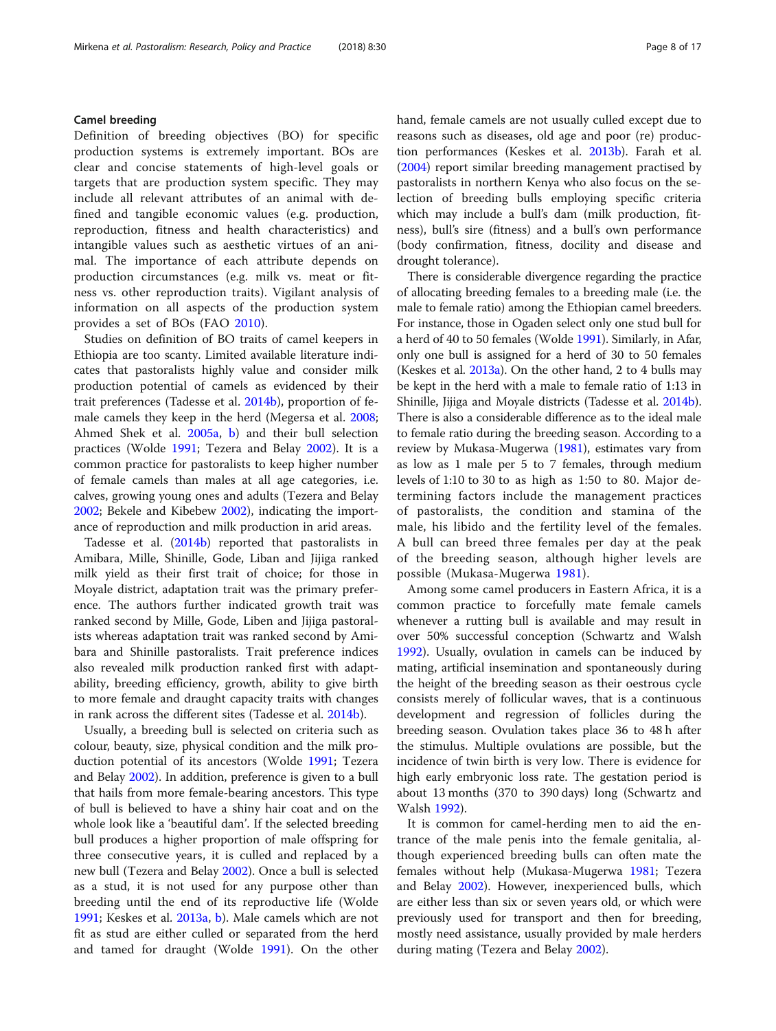### Camel breeding

Definition of breeding objectives (BO) for specific production systems is extremely important. BOs are clear and concise statements of high-level goals or targets that are production system specific. They may include all relevant attributes of an animal with defined and tangible economic values (e.g. production, reproduction, fitness and health characteristics) and intangible values such as aesthetic virtues of an animal. The importance of each attribute depends on production circumstances (e.g. milk vs. meat or fitness vs. other reproduction traits). Vigilant analysis of information on all aspects of the production system provides a set of BOs (FAO 2010).

Studies on definition of BO traits of camel keepers in Ethiopia are too scanty. Limited available literature indicates that pastoralists highly value and consider milk production potential of camels as evidenced by their trait preferences (Tadesse et al. 2014b), proportion of female camels they keep in the herd (Megersa et al. 2008; Ahmed Shek et al. 2005a, b) and their bull selection practices (Wolde 1991; Tezera and Belay 2002). It is a common practice for pastoralists to keep higher number of female camels than males at all age categories, i.e. calves, growing young ones and adults (Tezera and Belay 2002; Bekele and Kibebew 2002), indicating the importance of reproduction and milk production in arid areas.

Tadesse et al. (2014b) reported that pastoralists in Amibara, Mille, Shinille, Gode, Liban and Jijiga ranked milk yield as their first trait of choice; for those in Moyale district, adaptation trait was the primary preference. The authors further indicated growth trait was ranked second by Mille, Gode, Liben and Jijiga pastoralists whereas adaptation trait was ranked second by Amibara and Shinille pastoralists. Trait preference indices also revealed milk production ranked first with adaptability, breeding efficiency, growth, ability to give birth to more female and draught capacity traits with changes in rank across the different sites (Tadesse et al. 2014b).

Usually, a breeding bull is selected on criteria such as colour, beauty, size, physical condition and the milk production potential of its ancestors (Wolde 1991; Tezera and Belay 2002). In addition, preference is given to a bull that hails from more female-bearing ancestors. This type of bull is believed to have a shiny hair coat and on the whole look like a 'beautiful dam'. If the selected breeding bull produces a higher proportion of male offspring for three consecutive years, it is culled and replaced by a new bull (Tezera and Belay 2002). Once a bull is selected as a stud, it is not used for any purpose other than breeding until the end of its reproductive life (Wolde 1991; Keskes et al. 2013a, b). Male camels which are not fit as stud are either culled or separated from the herd and tamed for draught (Wolde 1991). On the other hand, female camels are not usually culled except due to reasons such as diseases, old age and poor (re) production performances (Keskes et al. 2013b). Farah et al. (2004) report similar breeding management practised by pastoralists in northern Kenya who also focus on the selection of breeding bulls employing specific criteria which may include a bull's dam (milk production, fitness), bull's sire (fitness) and a bull's own performance (body confirmation, fitness, docility and disease and drought tolerance).

There is considerable divergence regarding the practice of allocating breeding females to a breeding male (i.e. the male to female ratio) among the Ethiopian camel breeders. For instance, those in Ogaden select only one stud bull for a herd of 40 to 50 females (Wolde 1991). Similarly, in Afar, only one bull is assigned for a herd of 30 to 50 females (Keskes et al. 2013a). On the other hand, 2 to 4 bulls may be kept in the herd with a male to female ratio of 1:13 in Shinille, Jijiga and Moyale districts (Tadesse et al. 2014b). There is also a considerable difference as to the ideal male to female ratio during the breeding season. According to a review by Mukasa-Mugerwa (1981), estimates vary from as low as 1 male per 5 to 7 females, through medium levels of 1:10 to 30 to as high as 1:50 to 80. Major determining factors include the management practices of pastoralists, the condition and stamina of the male, his libido and the fertility level of the females. A bull can breed three females per day at the peak of the breeding season, although higher levels are possible (Mukasa-Mugerwa 1981).

Among some camel producers in Eastern Africa, it is a common practice to forcefully mate female camels whenever a rutting bull is available and may result in over 50% successful conception (Schwartz and Walsh 1992). Usually, ovulation in camels can be induced by mating, artificial insemination and spontaneously during the height of the breeding season as their oestrous cycle consists merely of follicular waves, that is a continuous development and regression of follicles during the breeding season. Ovulation takes place 36 to 48 h after the stimulus. Multiple ovulations are possible, but the incidence of twin birth is very low. There is evidence for high early embryonic loss rate. The gestation period is about 13 months (370 to 390 days) long (Schwartz and Walsh 1992).

It is common for camel-herding men to aid the entrance of the male penis into the female genitalia, although experienced breeding bulls can often mate the females without help (Mukasa-Mugerwa 1981; Tezera and Belay 2002). However, inexperienced bulls, which are either less than six or seven years old, or which were previously used for transport and then for breeding, mostly need assistance, usually provided by male herders during mating (Tezera and Belay 2002).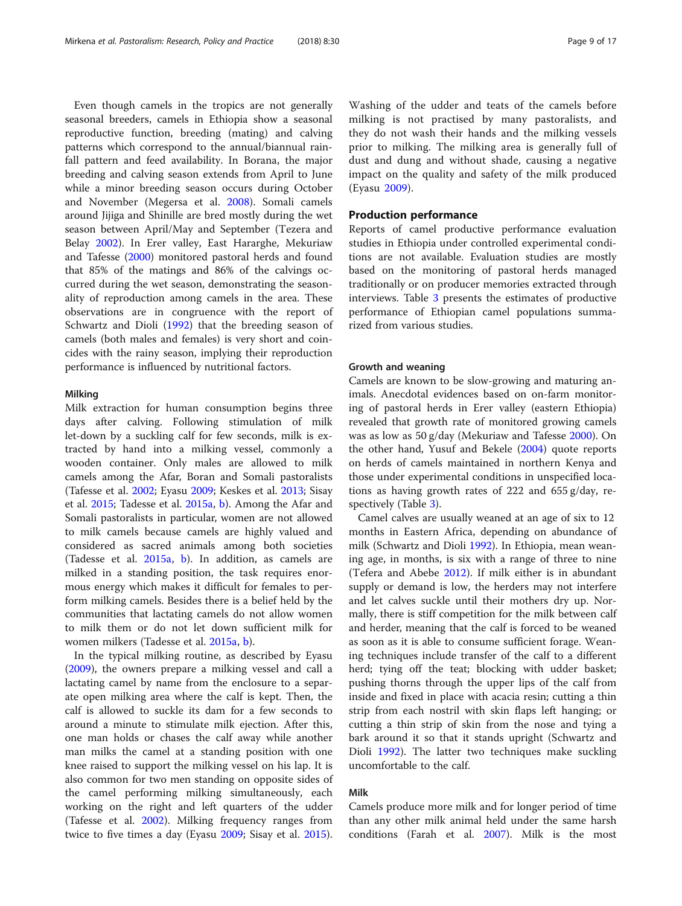Even though camels in the tropics are not generally seasonal breeders, camels in Ethiopia show a seasonal reproductive function, breeding (mating) and calving patterns which correspond to the annual/biannual rainfall pattern and feed availability. In Borana, the major breeding and calving season extends from April to June while a minor breeding season occurs during October and November (Megersa et al. 2008). Somali camels around Jijiga and Shinille are bred mostly during the wet season between April/May and September (Tezera and Belay 2002). In Erer valley, East Hararghe, Mekuriaw and Tafesse (2000) monitored pastoral herds and found that 85% of the matings and 86% of the calvings occurred during the wet season, demonstrating the seasonality of reproduction among camels in the area. These observations are in congruence with the report of Schwartz and Dioli (1992) that the breeding season of camels (both males and females) is very short and coincides with the rainy season, implying their reproduction performance is influenced by nutritional factors.

#### Milking

Milk extraction for human consumption begins three days after calving. Following stimulation of milk let-down by a suckling calf for few seconds, milk is extracted by hand into a milking vessel, commonly a wooden container. Only males are allowed to milk camels among the Afar, Boran and Somali pastoralists (Tafesse et al. 2002; Eyasu 2009; Keskes et al. 2013; Sisay et al. 2015; Tadesse et al. 2015a, b). Among the Afar and Somali pastoralists in particular, women are not allowed to milk camels because camels are highly valued and considered as sacred animals among both societies (Tadesse et al. 2015a, b). In addition, as camels are milked in a standing position, the task requires enormous energy which makes it difficult for females to perform milking camels. Besides there is a belief held by the communities that lactating camels do not allow women to milk them or do not let down sufficient milk for women milkers (Tadesse et al. 2015a, b).

In the typical milking routine, as described by Eyasu (2009), the owners prepare a milking vessel and call a lactating camel by name from the enclosure to a separate open milking area where the calf is kept. Then, the calf is allowed to suckle its dam for a few seconds to around a minute to stimulate milk ejection. After this, one man holds or chases the calf away while another man milks the camel at a standing position with one knee raised to support the milking vessel on his lap. It is also common for two men standing on opposite sides of the camel performing milking simultaneously, each working on the right and left quarters of the udder (Tafesse et al. 2002). Milking frequency ranges from twice to five times a day (Eyasu 2009; Sisay et al. 2015). Washing of the udder and teats of the camels before milking is not practised by many pastoralists, and they do not wash their hands and the milking vessels prior to milking. The milking area is generally full of dust and dung and without shade, causing a negative impact on the quality and safety of the milk produced (Eyasu 2009).

### Production performance

Reports of camel productive performance evaluation studies in Ethiopia under controlled experimental conditions are not available. Evaluation studies are mostly based on the monitoring of pastoral herds managed traditionally or on producer memories extracted through interviews. Table 3 presents the estimates of productive performance of Ethiopian camel populations summarized from various studies.

#### Growth and weaning

Camels are known to be slow-growing and maturing animals. Anecdotal evidences based on on-farm monitoring of pastoral herds in Erer valley (eastern Ethiopia) revealed that growth rate of monitored growing camels was as low as 50 g/day (Mekuriaw and Tafesse 2000). On the other hand, Yusuf and Bekele (2004) quote reports on herds of camels maintained in northern Kenya and those under experimental conditions in unspecified locations as having growth rates of 222 and 655 g/day, respectively (Table 3).

Camel calves are usually weaned at an age of six to 12 months in Eastern Africa, depending on abundance of milk (Schwartz and Dioli 1992). In Ethiopia, mean weaning age, in months, is six with a range of three to nine (Tefera and Abebe 2012). If milk either is in abundant supply or demand is low, the herders may not interfere and let calves suckle until their mothers dry up. Normally, there is stiff competition for the milk between calf and herder, meaning that the calf is forced to be weaned as soon as it is able to consume sufficient forage. Weaning techniques include transfer of the calf to a different herd; tying off the teat; blocking with udder basket; pushing thorns through the upper lips of the calf from inside and fixed in place with acacia resin; cutting a thin strip from each nostril with skin flaps left hanging; or cutting a thin strip of skin from the nose and tying a bark around it so that it stands upright (Schwartz and Dioli 1992). The latter two techniques make suckling uncomfortable to the calf.

#### Milk

Camels produce more milk and for longer period of time than any other milk animal held under the same harsh conditions (Farah et al. 2007). Milk is the most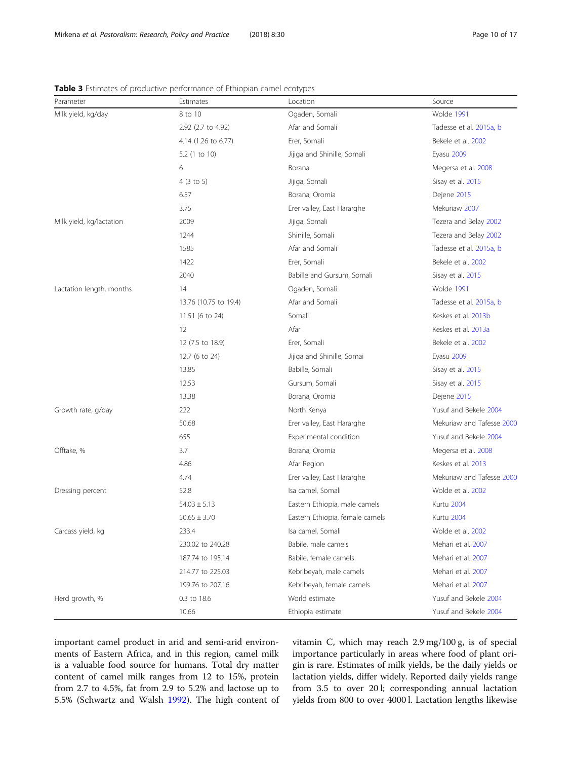**Table 3** Estimates of productive performance of Ethiopian camel ecotypes

| Parameter | Estimates | Location | Source |
|---|---|---|---|
| Milk yield, kg/day | 8 to 10 | Ogaden, Somali | Wolde 1991 |
| | 2.92 (2.7 to 4.92) | Afar and Somali | Tadesse et al. 2015a, b |
| | 4.14 (1.26 to 6.77) | Erer, Somali | Bekele et al. 2002 |
| | 5.2 (1 to 10) | Jijiga and Shinille, Somali | Eyasu 2009 |
| | 6 | Borana | Megersa et al. 2008 |
| | 4 (3 to 5) | Jijiga, Somali | Sisay et al. 2015 |
| | 6.57 | Borana, Oromia | Dejene 2015 |
| | 3.75 | Erer valley, East Hararghe | Mekuriaw 2007 |
| Milk yield, kg/lactation | 2009 | Jijiga, Somali | Tezera and Belay 2002 |
| | 1244 | Shinille, Somali | Tezera and Belay 2002 |
| | 1585 | Afar and Somali | Tadesse et al. 2015a, b |
| | 1422 | Erer, Somali | Bekele et al. 2002 |
| | 2040 | Babille and Gursum, Somali | Sisay et al. 2015 |
| Lactation length, months | 14 | Ogaden, Somali | Wolde 1991 |
| | 13.76 (10.75 to 19.4) | Afar and Somali | Tadesse et al. 2015a, b |
| | 11.51 (6 to 24) | Somali | Keskes et al. 2013b |
| | 12 | Afar | Keskes et al. 2013a |
| | 12 (7.5 to 18.9) | Erer, Somali | Bekele et al. 2002 |
| | 12.7 (6 to 24) | Jijiga and Shinille, Somai | Eyasu 2009 |
| | 13.85 | Babille, Somali | Sisay et al. 2015 |
| | 12.53 | Gursum, Somali | Sisay et al. 2015 |
| | 13.38 | Borana, Oromia | Dejene 2015 |
| Growth rate, g/day | 222 | North Kenya | Yusuf and Bekele 2004 |
| | 50.68 | Erer valley, East Hararghe | Mekuriaw and Tafesse 2000 |
| | 655 | Experimental condition | Yusuf and Bekele 2004 |
| Offtake, % | 3.7 | Borana, Oromia | Megersa et al. 2008 |
| | 4.86 | Afar Region | Keskes et al. 2013 |
| | 4.74 | Erer valley, East Hararghe | Mekuriaw and Tafesse 2000 |
| Dressing percent | 52.8 | Isa camel, Somali | Wolde et al. 2002 |
| | 54.03 ± 5.13 | Eastern Ethiopia, male camels | Kurtu 2004 |
| | 50.65 ± 3.70 | Eastern Ethiopia, female camels | Kurtu 2004 |
| Carcass yield, kg | 233.4 | Isa camel, Somali | Wolde et al. 2002 |
| | 230.02 to 240.28 | Babile, male camels | Mehari et al. 2007 |
| | 187.74 to 195.14 | Babile, female camels | Mehari et al. 2007 |
| | 214.77 to 225.03 | Kebribeyah, male camels | Mehari et al. 2007 |
| | 199.76 to 207.16 | Kebribeyah, female camels | Mehari et al. 2007 |
| Herd growth, % | 0.3 to 18.6 | World estimate | Yusuf and Bekele 2004 |
| | 10.66 | Ethiopia estimate | Yusuf and Bekele 2004 |

important camel product in arid and semi-arid environments of Eastern Africa, and in this region, camel milk is a valuable food source for humans. Total dry matter content of camel milk ranges from 12 to 15%, protein from 2.7 to 4.5%, fat from 2.9 to 5.2% and lactose up to 5.5% (Schwartz and Walsh 1992). The high content of vitamin C, which may reach 2.9 mg/100 g, is of special importance particularly in areas where food of plant origin is rare. Estimates of milk yields, be the daily yields or lactation yields, differ widely. Reported daily yields range from 3.5 to over 20 l; corresponding annual lactation yields from 800 to over 4000 l. Lactation lengths likewise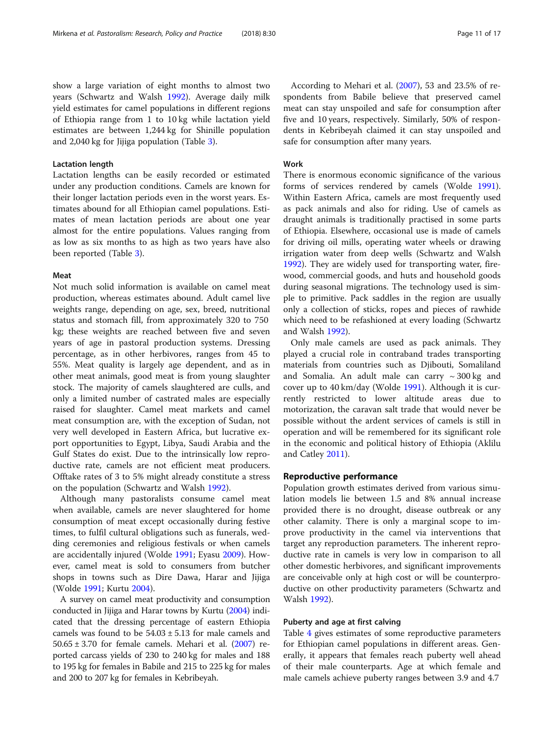show a large variation of eight months to almost two years (Schwartz and Walsh 1992). Average daily milk yield estimates for camel populations in different regions of Ethiopia range from 1 to 10 kg while lactation yield estimates are between 1,244 kg for Shinille population and 2,040 kg for Jijiga population (Table 3).

#### Lactation length

Lactation lengths can be easily recorded or estimated under any production conditions. Camels are known for their longer lactation periods even in the worst years. Estimates abound for all Ethiopian camel populations. Estimates of mean lactation periods are about one year almost for the entire populations. Values ranging from as low as six months to as high as two years have also been reported (Table 3).

#### Meat

Not much solid information is available on camel meat production, whereas estimates abound. Adult camel live weights range, depending on age, sex, breed, nutritional status and stomach fill, from approximately 320 to 750 kg; these weights are reached between five and seven years of age in pastoral production systems. Dressing percentage, as in other herbivores, ranges from 45 to 55%. Meat quality is largely age dependent, and as in other meat animals, good meat is from young slaughter stock. The majority of camels slaughtered are culls, and only a limited number of castrated males are especially raised for slaughter. Camel meat markets and camel meat consumption are, with the exception of Sudan, not very well developed in Eastern Africa, but lucrative export opportunities to Egypt, Libya, Saudi Arabia and the Gulf States do exist. Due to the intrinsically low reproductive rate, camels are not efficient meat producers. Offtake rates of 3 to 5% might already constitute a stress on the population (Schwartz and Walsh 1992).

Although many pastoralists consume camel meat when available, camels are never slaughtered for home consumption of meat except occasionally during festive times, to fulfil cultural obligations such as funerals, wedding ceremonies and religious festivals or when camels are accidentally injured (Wolde 1991; Eyasu 2009). However, camel meat is sold to consumers from butcher shops in towns such as Dire Dawa, Harar and Jijiga (Wolde 1991; Kurtu 2004).

A survey on camel meat productivity and consumption conducted in Jijiga and Harar towns by Kurtu (2004) indicated that the dressing percentage of eastern Ethiopia camels was found to be 54.03 ± 5.13 for male camels and 50.65 ± 3.70 for female camels. Mehari et al. (2007) reported carcass yields of 230 to 240 kg for males and 188 to 195 kg for females in Babile and 215 to 225 kg for males and 200 to 207 kg for females in Kebribeyah.

According to Mehari et al. (2007), 53 and 23.5% of respondents from Babile believe that preserved camel meat can stay unspoiled and safe for consumption after five and 10 years, respectively. Similarly, 50% of respondents in Kebribeyah claimed it can stay unspoiled and safe for consumption after many years.

#### Work

There is enormous economic significance of the various forms of services rendered by camels (Wolde 1991). Within Eastern Africa, camels are most frequently used as pack animals and also for riding. Use of camels as draught animals is traditionally practised in some parts of Ethiopia. Elsewhere, occasional use is made of camels for driving oil mills, operating water wheels or drawing irrigation water from deep wells (Schwartz and Walsh 1992). They are widely used for transporting water, firewood, commercial goods, and huts and household goods during seasonal migrations. The technology used is simple to primitive. Pack saddles in the region are usually only a collection of sticks, ropes and pieces of rawhide which need to be refashioned at every loading (Schwartz and Walsh 1992).

Only male camels are used as pack animals. They played a crucial role in contraband trades transporting materials from countries such as Djibouti, Somaliland and Somalia. An adult male can carry ~ 300 kg and cover up to 40 km/day (Wolde 1991). Although it is currently restricted to lower altitude areas due to motorization, the caravan salt trade that would never be possible without the ardent services of camels is still in operation and will be remembered for its significant role in the economic and political history of Ethiopia (Aklilu and Catley 2011).

### Reproductive performance

Population growth estimates derived from various simulation models lie between 1.5 and 8% annual increase provided there is no drought, disease outbreak or any other calamity. There is only a marginal scope to improve productivity in the camel via interventions that target any reproduction parameters. The inherent reproductive rate in camels is very low in comparison to all other domestic herbivores, and significant improvements are conceivable only at high cost or will be counterproductive on other productivity parameters (Schwartz and Walsh 1992).

#### Puberty and age at first calving

Table 4 gives estimates of some reproductive parameters for Ethiopian camel populations in different areas. Generally, it appears that females reach puberty well ahead of their male counterparts. Age at which female and male camels achieve puberty ranges between 3.9 and 4.7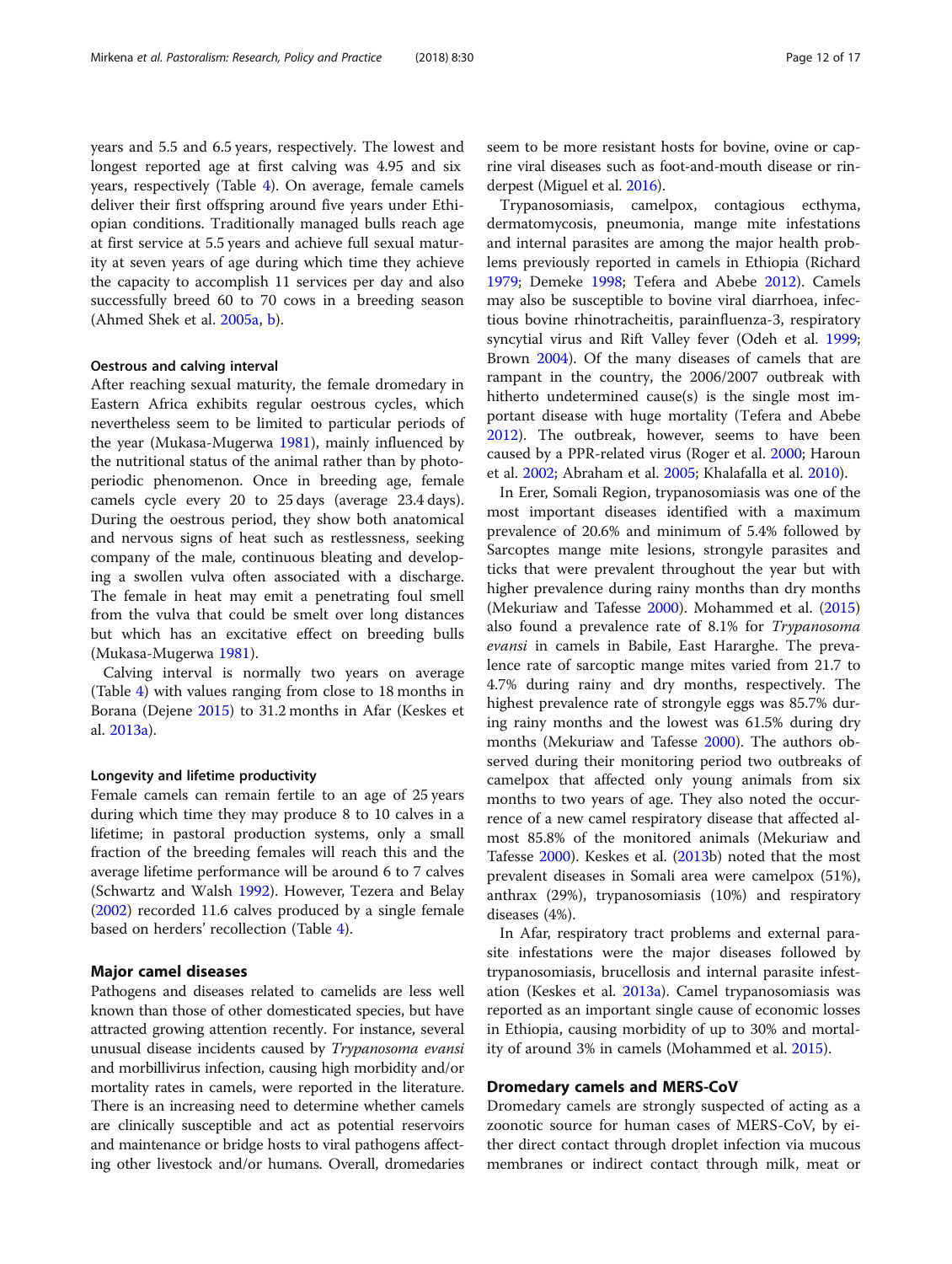years and 5.5 and 6.5 years, respectively. The lowest and longest reported age at first calving was 4.95 and six years, respectively (Table 4). On average, female camels deliver their first offspring around five years under Ethiopian conditions. Traditionally managed bulls reach age at first service at 5.5 years and achieve full sexual maturity at seven years of age during which time they achieve the capacity to accomplish 11 services per day and also successfully breed 60 to 70 cows in a breeding season (Ahmed Shek et al. 2005a, b).

#### Oestrous and calving interval

After reaching sexual maturity, the female dromedary in Eastern Africa exhibits regular oestrous cycles, which nevertheless seem to be limited to particular periods of the year (Mukasa-Mugerwa 1981), mainly influenced by the nutritional status of the animal rather than by photoperiodic phenomenon. Once in breeding age, female camels cycle every 20 to 25 days (average 23.4 days). During the oestrous period, they show both anatomical and nervous signs of heat such as restlessness, seeking company of the male, continuous bleating and developing a swollen vulva often associated with a discharge. The female in heat may emit a penetrating foul smell from the vulva that could be smelt over long distances but which has an excitative effect on breeding bulls (Mukasa-Mugerwa 1981).

Calving interval is normally two years on average (Table 4) with values ranging from close to 18 months in Borana (Dejene 2015) to 31.2 months in Afar (Keskes et al. 2013a).

#### Longevity and lifetime productivity

Female camels can remain fertile to an age of 25 years during which time they may produce 8 to 10 calves in a lifetime; in pastoral production systems, only a small fraction of the breeding females will reach this and the average lifetime performance will be around 6 to 7 calves (Schwartz and Walsh 1992). However, Tezera and Belay (2002) recorded 11.6 calves produced by a single female based on herders' recollection (Table 4).

### Major camel diseases

Pathogens and diseases related to camelids are less well known than those of other domesticated species, but have attracted growing attention recently. For instance, several unusual disease incidents caused by *Trypanosoma evansi* and morbillivirus infection, causing high morbidity and/or mortality rates in camels, were reported in the literature. There is an increasing need to determine whether camels are clinically susceptible and act as potential reservoirs and maintenance or bridge hosts to viral pathogens affecting other livestock and/or humans. Overall, dromedaries seem to be more resistant hosts for bovine, ovine or caprine viral diseases such as foot-and-mouth disease or rinderpest (Miguel et al. 2016).

Trypanosomiasis, camelpox, contagious ecthyma, dermatomycosis, pneumonia, mange mite infestations and internal parasites are among the major health problems previously reported in camels in Ethiopia (Richard 1979; Demeke 1998; Tefera and Abebe 2012). Camels may also be susceptible to bovine viral diarrhoea, infectious bovine rhinotracheitis, parainfluenza-3, respiratory syncytial virus and Rift Valley fever (Odeh et al. 1999; Brown 2004). Of the many diseases of camels that are rampant in the country, the 2006/2007 outbreak with hitherto undetermined cause(s) is the single most important disease with huge mortality (Tefera and Abebe 2012). The outbreak, however, seems to have been caused by a PPR-related virus (Roger et al. 2000; Haroun et al. 2002; Abraham et al. 2005; Khalafalla et al. 2010).

In Erer, Somali Region, trypanosomiasis was one of the most important diseases identified with a maximum prevalence of 20.6% and minimum of 5.4% followed by Sarcoptes mange mite lesions, strongyle parasites and ticks that were prevalent throughout the year but with higher prevalence during rainy months than dry months (Mekuriaw and Tafesse 2000). Mohammed et al. (2015) also found a prevalence rate of 8.1% for *Trypanosoma evansi* in camels in Babile, East Hararghe. The prevalence rate of sarcoptic mange mites varied from 21.7 to 4.7% during rainy and dry months, respectively. The highest prevalence rate of strongyle eggs was 85.7% during rainy months and the lowest was 61.5% during dry months (Mekuriaw and Tafesse 2000). The authors observed during their monitoring period two outbreaks of camelpox that affected only young animals from six months to two years of age. They also noted the occurrence of a new camel respiratory disease that affected almost 85.8% of the monitored animals (Mekuriaw and Tafesse 2000). Keskes et al. (2013b) noted that the most prevalent diseases in Somali area were camelpox (51%), anthrax (29%), trypanosomiasis (10%) and respiratory diseases (4%).

In Afar, respiratory tract problems and external parasite infestations were the major diseases followed by trypanosomiasis, brucellosis and internal parasite infestation (Keskes et al. 2013a). Camel trypanosomiasis was reported as an important single cause of economic losses in Ethiopia, causing morbidity of up to 30% and mortality of around 3% in camels (Mohammed et al. 2015).

### Dromedary camels and MERS-CoV

Dromedary camels are strongly suspected of acting as a zoonotic source for human cases of MERS-CoV, by either direct contact through droplet infection via mucous membranes or indirect contact through milk, meat or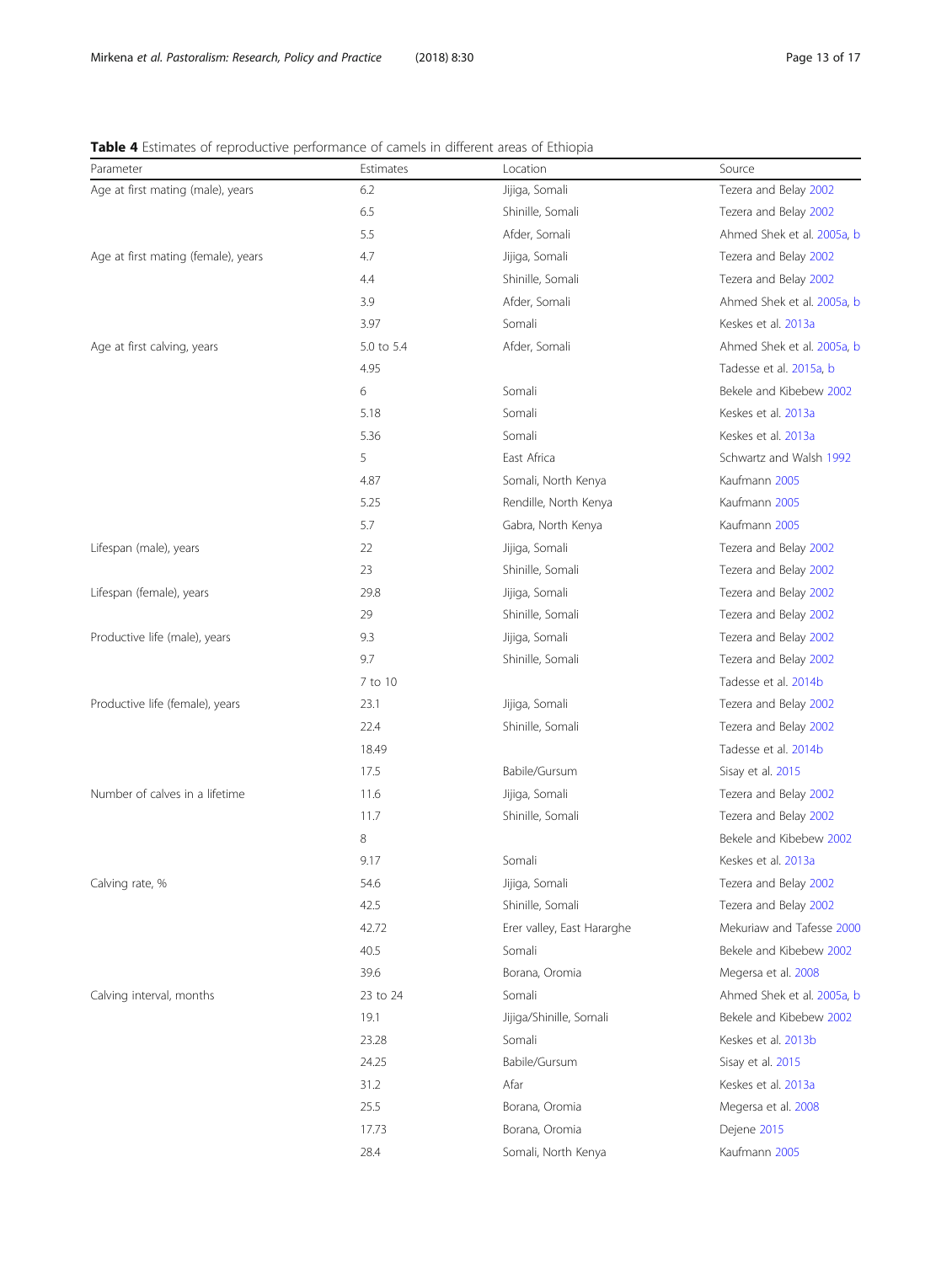**Table 4** Estimates of reproductive performance of camels in different areas of Ethiopia

| Parameter | Estimates | Location | Source |
|---|---|---|---|
| Age at first mating (male), years | 6.2 | Jijiga, Somali | Tezera and Belay 2002 |
| | 6.5 | Shinille, Somali | Tezera and Belay 2002 |
| | 5.5 | Afder, Somali | Ahmed Shek et al. 2005a, b |
| Age at first mating (female), years | 4.7 | Jijiga, Somali | Tezera and Belay 2002 |
| | 4.4 | Shinille, Somali | Tezera and Belay 2002 |
| | 3.9 | Afder, Somali | Ahmed Shek et al. 2005a, b |
| | 3.97 | Somali | Keskes et al. 2013a |
| Age at first calving, years | 5.0 to 5.4 | Afder, Somali | Ahmed Shek et al. 2005a, b |
| | 4.95 | | Tadesse et al. 2015a, b |
| | 6 | Somali | Bekele and Kibebew 2002 |
| | 5.18 | Somali | Keskes et al. 2013a |
| | 5.36 | Somali | Keskes et al. 2013a |
| | 5 | East Africa | Schwartz and Walsh 1992 |
| | 4.87 | Somali, North Kenya | Kaufmann 2005 |
| | 5.25 | Rendille, North Kenya | Kaufmann 2005 |
| | 5.7 | Gabra, North Kenya | Kaufmann 2005 |
| Lifespan (male), years | 22 | Jijiga, Somali | Tezera and Belay 2002 |
| | 23 | Shinille, Somali | Tezera and Belay 2002 |
| Lifespan (female), years | 29.8 | Jijiga, Somali | Tezera and Belay 2002 |
| | 29 | Shinille, Somali | Tezera and Belay 2002 |
| Productive life (male), years | 9.3 | Jijiga, Somali | Tezera and Belay 2002 |
| | 9.7 | Shinille, Somali | Tezera and Belay 2002 |
| | 7 to 10 | | Tadesse et al. 2014b |
| Productive life (female), years | 23.1 | Jijiga, Somali | Tezera and Belay 2002 |
| | 22.4 | Shinille, Somali | Tezera and Belay 2002 |
| | 18.49 | | Tadesse et al. 2014b |
| | 17.5 | Babile/Gursum | Sisay et al. 2015 |
| Number of calves in a lifetime | 11.6 | Jijiga, Somali | Tezera and Belay 2002 |
| | 11.7 | Shinille, Somali | Tezera and Belay 2002 |
| | 8 | | Bekele and Kibebew 2002 |
| | 9.17 | Somali | Keskes et al. 2013a |
| Calving rate, % | 54.6 | Jijiga, Somali | Tezera and Belay 2002 |
| | 42.5 | Shinille, Somali | Tezera and Belay 2002 |
| | 42.72 | Erer valley, East Hararghe | Mekuriaw and Tafesse 2000 |
| | 40.5 | Somali | Bekele and Kibebew 2002 |
| | 39.6 | Borana, Oromia | Megersa et al. 2008 |
| Calving interval, months | 23 to 24 | Somali | Ahmed Shek et al. 2005a, b |
| | 19.1 | Jijiga/Shinille, Somali | Bekele and Kibebew 2002 |
| | 23.28 | Somali | Keskes et al. 2013b |
| | 24.25 | Babile/Gursum | Sisay et al. 2015 |
| | 31.2 | Afar | Keskes et al. 2013a |
| | 25.5 | Borana, Oromia | Megersa et al. 2008 |
| | 17.73 | Borana, Oromia | Dejene 2015 |
| | 28.4 | Somali, North Kenya | Kaufmann 2005 |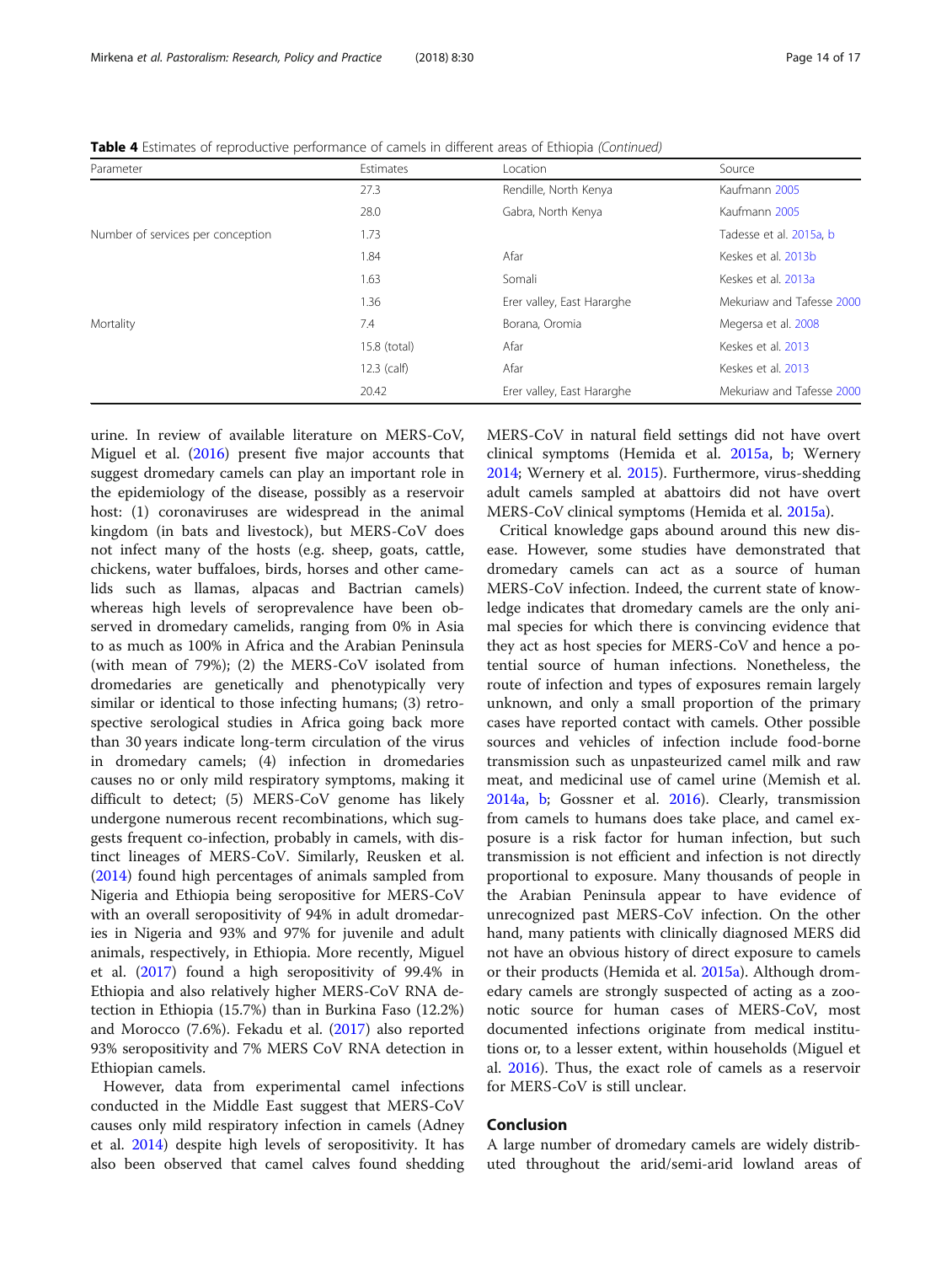**Table 4** Estimates of reproductive performance of camels in different areas of Ethiopia *(Continued)*

| Parameter | Estimates | Location | Source |
|---|---|---|---|
| | 27.3 | Rendille, North Kenya | Kaufmann 2005 |
| | 28.0 | Gabra, North Kenya | Kaufmann 2005 |
| Number of services per conception | 1.73 | | Tadesse et al. 2015a, b |
| | 1.84 | Afar | Keskes et al. 2013b |
| | 1.63 | Somali | Keskes et al. 2013a |
| | 1.36 | Erer valley, East Hararghe | Mekuriaw and Tafesse 2000 |
| Mortality | 7.4 | Borana, Oromia | Megersa et al. 2008 |
| | 15.8 (total) | Afar | Keskes et al. 2013 |
| | 12.3 (calf) | Afar | Keskes et al. 2013 |
| | 20.42 | Erer valley, East Hararghe | Mekuriaw and Tafesse 2000 |

urine. In review of available literature on MERS-CoV, Miguel et al. (2016) present five major accounts that suggest dromedary camels can play an important role in the epidemiology of the disease, possibly as a reservoir host: (1) coronaviruses are widespread in the animal kingdom (in bats and livestock), but MERS-CoV does not infect many of the hosts (e.g. sheep, goats, cattle, chickens, water buffaloes, birds, horses and other camelids such as llamas, alpacas and Bactrian camels) whereas high levels of seroprevalence have been observed in dromedary camelids, ranging from 0% in Asia to as much as 100% in Africa and the Arabian Peninsula (with mean of 79%); (2) the MERS-CoV isolated from dromedaries are genetically and phenotypically very similar or identical to those infecting humans; (3) retrospective serological studies in Africa going back more than 30 years indicate long-term circulation of the virus in dromedary camels; (4) infection in dromedaries causes no or only mild respiratory symptoms, making it difficult to detect; (5) MERS-CoV genome has likely undergone numerous recent recombinations, which suggests frequent co-infection, probably in camels, with distinct lineages of MERS-CoV. Similarly, Reusken et al. (2014) found high percentages of animals sampled from Nigeria and Ethiopia being seropositive for MERS-CoV with an overall seropositivity of 94% in adult dromedaries in Nigeria and 93% and 97% for juvenile and adult animals, respectively, in Ethiopia. More recently, Miguel et al. (2017) found a high seropositivity of 99.4% in Ethiopia and also relatively higher MERS-CoV RNA detection in Ethiopia (15.7%) than in Burkina Faso (12.2%) and Morocco (7.6%). Fekadu et al. (2017) also reported 93% seropositivity and 7% MERS CoV RNA detection in Ethiopian camels.

However, data from experimental camel infections conducted in the Middle East suggest that MERS-CoV causes only mild respiratory infection in camels (Adney et al. 2014) despite high levels of seropositivity. It has also been observed that camel calves found shedding MERS-CoV in natural field settings did not have overt clinical symptoms (Hemida et al. 2015a, b; Wernery 2014; Wernery et al. 2015). Furthermore, virus-shedding adult camels sampled at abattoirs did not have overt MERS-CoV clinical symptoms (Hemida et al. 2015a).

Critical knowledge gaps abound around this new disease. However, some studies have demonstrated that dromedary camels can act as a source of human MERS-CoV infection. Indeed, the current state of knowledge indicates that dromedary camels are the only animal species for which there is convincing evidence that they act as host species for MERS-CoV and hence a potential source of human infections. Nonetheless, the route of infection and types of exposures remain largely unknown, and only a small proportion of the primary cases have reported contact with camels. Other possible sources and vehicles of infection include food-borne transmission such as unpasteurized camel milk and raw meat, and medicinal use of camel urine (Memish et al. 2014a, b; Gossner et al. 2016). Clearly, transmission from camels to humans does take place, and camel exposure is a risk factor for human infection, but such transmission is not efficient and infection is not directly proportional to exposure. Many thousands of people in the Arabian Peninsula appear to have evidence of unrecognized past MERS-CoV infection. On the other hand, many patients with clinically diagnosed MERS did not have an obvious history of direct exposure to camels or their products (Hemida et al. 2015a). Although dromedary camels are strongly suspected of acting as a zoonotic source for human cases of MERS-CoV, most documented infections originate from medical institutions or, to a lesser extent, within households (Miguel et al. 2016). Thus, the exact role of camels as a reservoir for MERS-CoV is still unclear.

## Conclusion

A large number of dromedary camels are widely distributed throughout the arid/semi-arid lowland areas of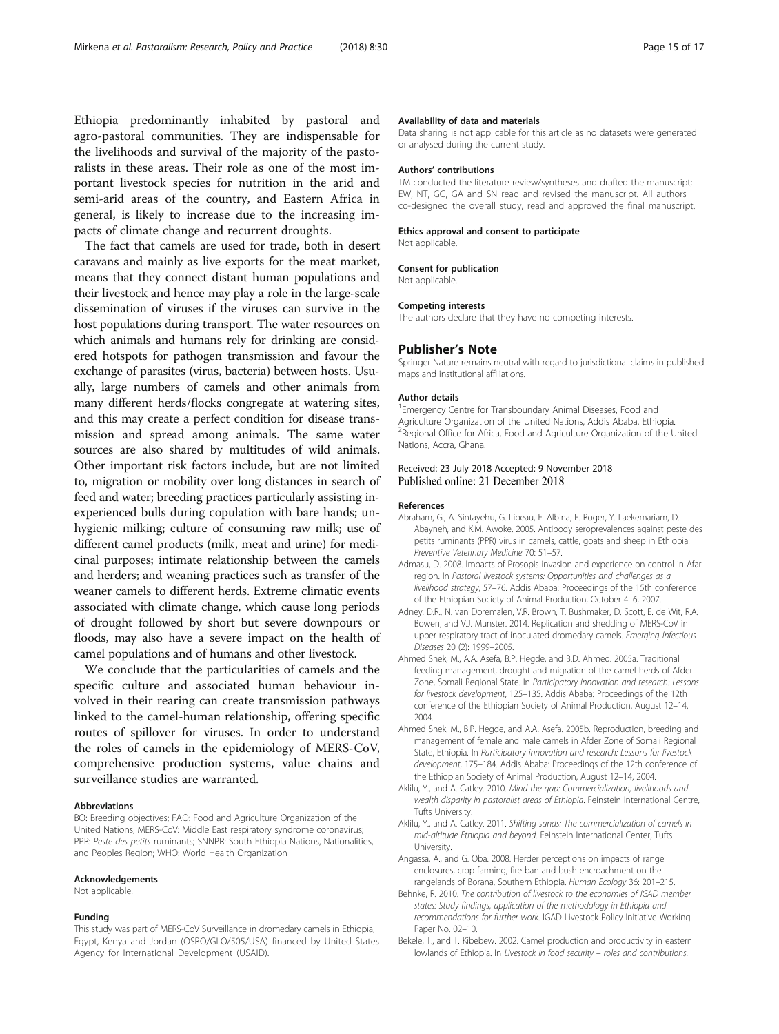Ethiopia predominantly inhabited by pastoral and agro-pastoral communities. They are indispensable for the livelihoods and survival of the majority of the pastoralists in these areas. Their role as one of the most important livestock species for nutrition in the arid and semi-arid areas of the country, and Eastern Africa in general, is likely to increase due to the increasing impacts of climate change and recurrent droughts.

The fact that camels are used for trade, both in desert caravans and mainly as live exports for the meat market, means that they connect distant human populations and their livestock and hence may play a role in the large-scale dissemination of viruses if the viruses can survive in the host populations during transport. The water resources on which animals and humans rely for drinking are considered hotspots for pathogen transmission and favour the exchange of parasites (virus, bacteria) between hosts. Usually, large numbers of camels and other animals from many different herds/flocks congregate at watering sites, and this may create a perfect condition for disease transmission and spread among animals. The same water sources are also shared by multitudes of wild animals. Other important risk factors include, but are not limited to, migration or mobility over long distances in search of feed and water; breeding practices particularly assisting inexperienced bulls during copulation with bare hands; unhygienic milking; culture of consuming raw milk; use of different camel products (milk, meat and urine) for medicinal purposes; intimate relationship between the camels and herders; and weaning practices such as transfer of the weaner camels to different herds. Extreme climatic events associated with climate change, which cause long periods of drought followed by short but severe downpours or floods, may also have a severe impact on the health of camel populations and of humans and other livestock.

We conclude that the particularities of camels and the specific culture and associated human behaviour involved in their rearing can create transmission pathways linked to the camel-human relationship, offering specific routes of spillover for viruses. In order to understand the roles of camels in the epidemiology of MERS-CoV, comprehensive production systems, value chains and surveillance studies are warranted.

#### Abbreviations

BO: Breeding objectives; FAO: Food and Agriculture Organization of the United Nations; MERS-CoV: Middle East respiratory syndrome coronavirus; PPR: *Peste des petits* ruminants; SNNPR: South Ethiopia Nations, Nationalities, and Peoples Region; WHO: World Health Organization

#### Acknowledgements

Not applicable.

#### Funding

This study was part of MERS-CoV Surveillance in dromedary camels in Ethiopia, Egypt, Kenya and Jordan (OSRO/GLO/505/USA) financed by United States Agency for International Development (USAID).

#### Availability of data and materials

Data sharing is not applicable for this article as no datasets were generated or analysed during the current study.

#### Authors' contributions

TM conducted the literature review/syntheses and drafted the manuscript; EW, NT, GG, GA and SN read and revised the manuscript. All authors co-designed the overall study, read and approved the final manuscript.

#### Ethics approval and consent to participate

Not applicable.

#### Consent for publication

Not applicable.

#### Competing interests

The authors declare that they have no competing interests.

## Publisher's Note

Springer Nature remains neutral with regard to jurisdictional claims in published maps and institutional affiliations.

#### Author details

[1]Emergency Centre for Transboundary Animal Diseases, Food and Agriculture Organization of the United Nations, Addis Ababa, Ethiopia. [2]Regional Office for Africa, Food and Agriculture Organization of the United Nations, Accra, Ghana.

Received: 23 July 2018 Accepted: 9 November 2018
Published online: 21 December 2018

#### References

- Abraham, G., A. Sintayehu, G. Libeau, E. Albina, F. Roger, Y. Laekemariam, D. Abayneh, and K.M. Awoke. 2005. Antibody seroprevalences against peste des petits ruminants (PPR) virus in camels, cattle, goats and sheep in Ethiopia. *Preventive Veterinary Medicine* 70: 51–57.
- Admasu, D. 2008. Impacts of Prosopis invasion and experience on control in Afar region. In *Pastoral livestock systems: Opportunities and challenges as a livelihood strategy*, 57–76. Addis Ababa: Proceedings of the 15th conference of the Ethiopian Society of Animal Production, October 4–6, 2007.
- Adney, D.R., N. van Doremalen, V.R. Brown, T. Bushmaker, D. Scott, E. de Wit, R.A. Bowen, and V.J. Munster. 2014. Replication and shedding of MERS-CoV in upper respiratory tract of inoculated dromedary camels. *Emerging Infectious Diseases* 20 (2): 1999–2005.
- Ahmed Shek, M., A.A. Asefa, B.P. Hegde, and B.D. Ahmed. 2005a. Traditional feeding management, drought and migration of the camel herds of Afder Zone, Somali Regional State. In *Participatory innovation and research: Lessons for livestock development*, 125–135. Addis Ababa: Proceedings of the 12th conference of the Ethiopian Society of Animal Production, August 12–14, 2004.
- Ahmed Shek, M., B.P. Hegde, and A.A. Asefa. 2005b. Reproduction, breeding and management of female and male camels in Afder Zone of Somali Regional State, Ethiopia. In *Participatory innovation and research: Lessons for livestock development*, 175–184. Addis Ababa: Proceedings of the 12th conference of the Ethiopian Society of Animal Production, August 12–14, 2004.
- Aklilu, Y., and A. Catley. 2010. *Mind the gap: Commercialization, livelihoods and wealth disparity in pastoralist areas of Ethiopia*. Feinstein International Centre, Tufts University.
- Aklilu, Y., and A. Catley. 2011. *Shifting sands: The commercialization of camels in mid-altitude Ethiopia and beyond*. Feinstein International Center, Tufts University.
- Angassa, A., and G. Oba. 2008. Herder perceptions on impacts of range enclosures, crop farming, fire ban and bush encroachment on the rangelands of Borana, Southern Ethiopia. *Human Ecology* 36: 201–215.
- Behnke, R. 2010. *The contribution of livestock to the economies of IGAD member states: Study findings, application of the methodology in Ethiopia and recommendations for further work*. IGAD Livestock Policy Initiative Working Paper No. 02–10.
- Bekele, T., and T. Kibebew. 2002. Camel production and productivity in eastern lowlands of Ethiopia. In *Livestock in food security – roles and contributions*,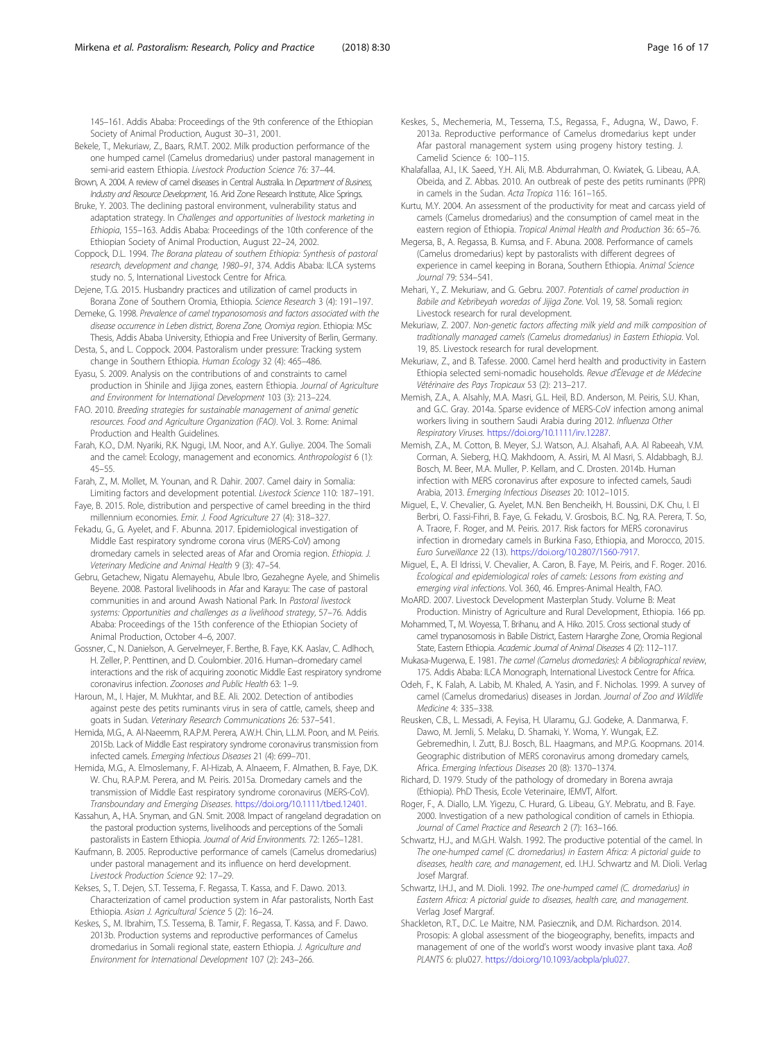145–161. Addis Ababa: Proceedings of the 9th conference of the Ethiopian Society of Animal Production, August 30–31, 2001.

Bekele, T., Mekuriaw, Z., Baars, R.M.T. 2002. Milk production performance of the one humped camel (Camelus dromedarius) under pastoral management in semi-arid eastern Ethiopia. *Livestock Production Science* 76: 37–44.

Brown, A. 2004. A review of camel diseases in Central Australia. In *Department of Business, Industry and Resource Development*, 16. Arid Zone Research Institute, Alice Springs.

Bruke, Y. 2003. The declining pastoral environment, vulnerability status and adaptation strategy. In *Challenges and opportunities of livestock marketing in Ethiopia*, 155–163. Addis Ababa: Proceedings of the 10th conference of the Ethiopian Society of Animal Production, August 22–24, 2002.

Coppock, D.L. 1994. *The Borana plateau of southern Ethiopia: Synthesis of pastoral research, development and change, 1980–91*, 374. Addis Ababa: ILCA systems study no. 5, International Livestock Centre for Africa.

Dejene, T.G. 2015. Husbandry practices and utilization of camel products in Borana Zone of Southern Oromia, Ethiopia. *Science Research* 3 (4): 191–197.

Demeke, G. 1998. *Prevalence of camel trypanosomosis and factors associated with the disease occurrence in Leben district, Borena Zone, Oromiya region*. Ethiopia: MSc Thesis, Addis Ababa University, Ethiopia and Free University of Berlin, Germany.

Desta, S., and L. Coppock. 2004. Pastoralism under pressure: Tracking system change in Southern Ethiopia. *Human Ecology* 32 (4): 465–486.

Eyasu, S. 2009. Analysis on the contributions of and constraints to camel production in Shinile and Jijiga zones, eastern Ethiopia. *Journal of Agriculture and Environment for International Development* 103 (3): 213–224.

FAO. 2010. *Breeding strategies for sustainable management of animal genetic resources. Food and Agriculture Organization (FAO)*. Vol. 3. Rome: Animal Production and Health Guidelines.

Farah, K.O., D.M. Nyariki, R.K. Ngugi, I.M. Noor, and A.Y. Guliye. 2004. The Somali and the camel: Ecology, management and economics. *Anthropologist* 6 (1): 45–55.

Farah, Z., M. Mollet, M. Younan, and R. Dahir. 2007. Camel dairy in Somalia: Limiting factors and development potential. *Livestock Science* 110: 187–191.

Faye, B. 2015. Role, distribution and perspective of camel breeding in the third millennium economies. *Emir. J. Food Agriculture* 27 (4): 318–327.

Fekadu, G., G. Ayelet, and F. Abunna. 2017. Epidemiological investigation of Middle East respiratory syndrome corona virus (MERS-CoV) among dromedary camels in selected areas of Afar and Oromia region. *Ethiopia. J. Veterinary Medicine and Animal Health* 9 (3): 47–54.

Gebru, Getachew, Nigatu Alemayehu, Abule Ibro, Gezahegne Ayele, and Shimelis Beyene. 2008. Pastoral livelihoods in Afar and Karayu: The case of pastoral communities in and around Awash National Park. In *Pastoral livestock systems: Opportunities and challenges as a livelihood strategy*, 57–76. Addis Ababa: Proceedings of the 15th conference of the Ethiopian Society of Animal Production, October 4–6, 2007.

Gossner, C., N. Danielson, A. Gervelmeyer, F. Berthe, B. Faye, K.K. Aaslav, C. Adlhoch, H. Zeller, P. Penttinen, and D. Coulombier. 2016. Human–dromedary camel interactions and the risk of acquiring zoonotic Middle East respiratory syndrome coronavirus infection. *Zoonoses and Public Health* 63: 1–9.

Haroun, M., I. Hajer, M. Mukhtar, and B.E. Ali. 2002. Detection of antibodies against peste des petits ruminants virus in sera of cattle, camels, sheep and goats in Sudan. *Veterinary Research Communications* 26: 537–541.

Hemida, M.G., A. Al-Naeemm, R.A.P.M. Perera, A.W.H. Chin, L.L.M. Poon, and M. Peiris. 2015b. Lack of Middle East respiratory syndrome coronavirus transmission from infected camels. *Emerging Infectious Diseases* 21 (4): 699–701.

Hemida, M.G., A. Elmoslemany, F. Al-Hizab, A. Alnaeem, F. Almathen, B. Faye, D.K. W. Chu, R.A.P.M. Perera, and M. Peiris. 2015a. Dromedary camels and the transmission of Middle East respiratory syndrome coronavirus (MERS-CoV). *Transboundary and Emerging Diseases*. https://doi.org/10.1111/tbed.12401.

Kassahun, A., H.A. Snyman, and G.N. Smit. 2008. Impact of rangeland degradation on the pastoral production systems, livelihoods and perceptions of the Somali pastoralists in Eastern Ethiopia. *Journal of Arid Environments*. 72: 1265–1281.

Kaufmann, B. 2005. Reproductive performance of camels (Camelus dromedarius) under pastoral management and its influence on herd development. *Livestock Production Science* 92: 17–29.

Kekses, S., T. Dejen, S.T. Tessema, F. Regassa, T. Kassa, and F. Dawo. 2013. Characterization of camel production system in Afar pastoralists, North East Ethiopia. *Asian J. Agricultural Science* 5 (2): 16–24.

Keskes, S., M. Ibrahim, T.S. Tessema, B. Tamir, F. Regassa, T. Kassa, and F. Dawo. 2013b. Production systems and reproductive performances of Camelus dromedarius in Somali regional state, eastern Ethiopia. *J. Agriculture and Environment for International Development* 107 (2): 243–266.

Keskes, S., Mechemeria, M., Tessema, T.S., Regassa, F., Adugna, W., Dawo, F. 2013a. Reproductive performance of Camelus dromedarius kept under Afar pastoral management system using progeny history testing. *J. Camelid Science* 6: 100–115.

Khalafallaa, A.I., I.K. Saeed, Y.H. Ali, M.B. Abdurrahman, O. Kwiatek, G. Libeau, A.A. Obeida, and Z. Abbas. 2010. An outbreak of peste des petits ruminants (PPR) in camels in the Sudan. *Acta Tropica* 116: 161–165.

Kurtu, M.Y. 2004. An assessment of the productivity for meat and carcass yield of camels (Camelus dromedarius) and the consumption of camel meat in the eastern region of Ethiopia. *Tropical Animal Health and Production* 36: 65–76.

Megersa, B., A. Regassa, B. Kumsa, and F. Abuna. 2008. Performance of camels (Camelus dromedarius) kept by pastoralists with different degrees of experience in camel keeping in Borana, Southern Ethiopia. *Animal Science Journal* 79: 534–541.

Mehari, Y., Z. Mekuriaw, and G. Gebru. 2007. *Potentials of camel production in Babile and Kebribeyah woredas of Jijiga Zone*. Vol. 19, 58. Somali region: Livestock research for rural development.

Mekuriaw, Z. 2007. *Non-genetic factors affecting milk yield and milk composition of traditionally managed camels (Camelus dromedarius) in Eastern Ethiopia*. Vol. 19, 85. Livestock research for rural development.

Mekuriaw, Z., and B. Tafesse. 2000. Camel herd health and productivity in Eastern Ethiopia selected semi-nomadic households. *Revue d'Élevage et de Médecine Vétérinaire des Pays Tropicaux* 53 (2): 213–217.

Memish, Z.A., A. Alsahly, M.A. Masri, G.L. Heil, B.D. Anderson, M. Peiris, S.U. Khan, and G.C. Gray. 2014a. Sparse evidence of MERS-CoV infection among animal workers living in southern Saudi Arabia during 2012. *Influenza Other Respiratory Viruses*. https://doi.org/10.1111/irv.12287.

Memish, Z.A., M. Cotton, B. Meyer, S.J. Watson, A.J. Alsahafi, A.A. Al Rabeeah, V.M. Corman, A. Sieberg, H.Q. Makhdoom, A. Assiri, M. Al Masri, S. Aldabbagh, B.J. Bosch, M. Beer, M.A. Muller, P. Kellam, and C. Drosten. 2014b. Human infection with MERS coronavirus after exposure to infected camels, Saudi Arabia, 2013. *Emerging Infectious Diseases* 20: 1012–1015.

Miguel, E., V. Chevalier, G. Ayelet, M.N. Ben Bencheikh, H. Boussini, D.K. Chu, I. El Berbri, O. Fassi-Fihri, B. Faye, G. Fekadu, V. Grosbois, B.C. Ng, R.A. Perera, T. So, A. Traore, F. Roger, and M. Peiris. 2017. Risk factors for MERS coronavirus infection in dromedary camels in Burkina Faso, Ethiopia, and Morocco, 2015. *Euro Surveillance* 22 (13). https://doi.org/10.2807/1560-7917.

Miguel, E., A. El Idrissi, V. Chevalier, A. Caron, B. Faye, M. Peiris, and F. Roger. 2016. *Ecological and epidemiological roles of camels: Lessons from existing and emerging viral infections*. Vol. 360, 46. Empres-Animal Health, FAO.

MoARD. 2007. Livestock Development Masterplan Study. Volume B: Meat Production. Ministry of Agriculture and Rural Development, Ethiopia. 166 pp.

Mohammed, T., M. Woyessa, T. Brihanu, and A. Hiko. 2015. Cross sectional study of camel trypanosomosis in Babile District, Eastern Hararghe Zone, Oromia Regional State, Eastern Ethiopia. *Academic Journal of Animal Diseases* 4 (2): 112–117.

Mukasa-Mugerwa, E. 1981. *The camel (Camelus dromedaries): A bibliographical review*, 175. Addis Ababa: ILCA Monograph, International Livestock Centre for Africa.

Odeh, F., K. Falah, A. Labib, M. Khaled, A. Yasin, and F. Nicholas. 1999. A survey of camel (Camelus dromedarius) diseases in Jordan. *Journal of Zoo and Wildlife Medicine* 4: 335–338.

Reusken, C.B., L. Messadi, A. Feyisa, H. Ularamu, G.J. Godeke, A. Danmarwa, F. Dawo, M. Jemli, S. Melaku, D. Shamaki, Y. Woma, Y. Wungak, E.Z. Gebremedhin, I. Zutt, B.J. Bosch, B.L. Haagmans, and M.P.G. Koopmans. 2014. Geographic distribution of MERS coronavirus among dromedary camels, Africa. *Emerging Infectious Diseases* 20 (8): 1370–1374.

Richard, D. 1979. Study of the pathology of dromedary in Borena awraja (Ethiopia). PhD Thesis, Ecole Veterinaire, IEMVT, Alfort.

Roger, F., A. Diallo, L.M. Yigezu, C. Hurard, G. Libeau, G.Y. Mebratu, and B. Faye. 2000. Investigation of a new pathological condition of camels in Ethiopia. *Journal of Camel Practice and Research* 2 (7): 163–166.

Schwartz, H.J., and M.G.H. Walsh. 1992. The productive potential of the camel. In *The one-humped camel (C. dromedarius) in Eastern Africa: A pictorial guide to diseases, health care, and management*, ed. I.H.J. Schwartz and M. Dioli. Verlag Josef Margraf.

Schwartz, I.H.J., and M. Dioli. 1992. *The one-humped camel (C. dromedarius) in Eastern Africa: A pictorial guide to diseases, health care, and management*. Verlag Josef Margraf.

Shackleton, R.T., D.C. Le Maitre, N.M. Pasiecznik, and D.M. Richardson. 2014. Prosopis: A global assessment of the biogeography, benefits, impacts and management of one of the world's worst woody invasive plant taxa. *AoB PLANTS* 6: plu027. https://doi.org/10.1093/aobpla/plu027.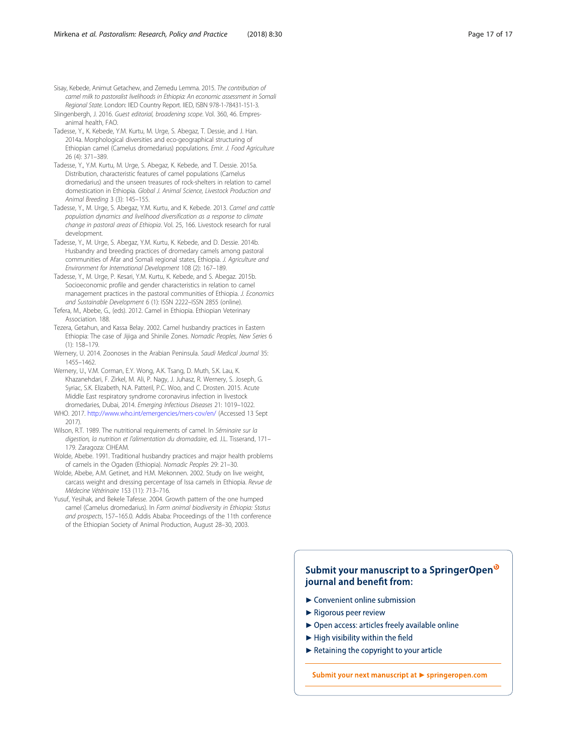Sisay, Kebede, Animut Getachew, and Zemedu Lemma. 2015. *The contribution of camel milk to pastoralist livelihoods in Ethiopia: An economic assessment in Somali Regional State*. London: IIED Country Report. IIED, ISBN 978-1-78431-151-3.

Slingenbergh, J. 2016. *Guest editorial, broadening scope*. Vol. 360, 46. Empres-animal health, FAO.

Tadesse, Y., K. Kebede, Y.M. Kurtu, M. Urge, S. Abegaz, T. Dessie, and J. Han. 2014a. Morphological diversities and eco-geographical structuring of Ethiopian camel (Camelus dromedarius) populations. *Emir. J. Food Agriculture* 26 (4): 371–389.

Tadesse, Y., Y.M. Kurtu, M. Urge, S. Abegaz, K. Kebede, and T. Dessie. 2015a. Distribution, characteristic features of camel populations (Camelus dromedarius) and the unseen treasures of rock-shelters in relation to camel domestication in Ethiopia. *Global J. Animal Science, Livestock Production and Animal Breeding* 3 (3): 145–155.

Tadesse, Y., M. Urge, S. Abegaz, Y.M. Kurtu, and K. Kebede. 2013. *Camel and cattle population dynamics and livelihood diversification as a response to climate change in pastoral areas of Ethiopia*. Vol. 25, 166. Livestock research for rural development.

Tadesse, Y., M. Urge, S. Abegaz, Y.M. Kurtu, K. Kebede, and D. Dessie. 2014b. Husbandry and breeding practices of dromedary camels among pastoral communities of Afar and Somali regional states, Ethiopia. *J. Agriculture and Environment for International Development* 108 (2): 167–189.

Tadesse, Y., M. Urge, P. Kesari, Y.M. Kurtu, K. Kebede, and S. Abegaz. 2015b. Socioeconomic profile and gender characteristics in relation to camel management practices in the pastoral communities of Ethiopia. *J. Economics and Sustainable Development* 6 (1): ISSN 2222–ISSN 2855 (online).

Tefera, M., Abebe, G., (eds). 2012. Camel in Ethiopia. Ethiopian Veterinary Association. 188.

Tezera, Getahun, and Kassa Belay. 2002. Camel husbandry practices in Eastern Ethiopia: The case of Jijiga and Shinile Zones. *Nomadic Peoples, New Series* 6 (1): 158–179.

Wernery, U. 2014. Zoonoses in the Arabian Peninsula. *Saudi Medical Journal* 35: 1455–1462.

Wernery, U., V.M. Corman, E.Y. Wong, A.K. Tsang, D. Muth, S.K. Lau, K. Khazanehdari, F. Zirkel, M. Ali, P. Nagy, J. Juhasz, R. Wernery, S. Joseph, G. Syriac, S.K. Elizabeth, N.A. Patteril, P.C. Woo, and C. Drosten. 2015. Acute Middle East respiratory syndrome coronavirus infection in livestock dromedaries, Dubai, 2014. *Emerging Infectious Diseases* 21: 1019–1022.

WHO. 2017. http://www.who.int/emergencies/mers-cov/en/ (Accessed 13 Sept 2017).

Wilson, R.T. 1989. The nutritional requirements of camel. In *Séminaire sur la digestion, la nutrition et l'alimentation du dromadaire*, ed. J.L. Tisserand, 171–179. Zaragoza: CIHEAM.

Wolde, Abebe. 1991. Traditional husbandry practices and major health problems of camels in the Ogaden (Ethiopia). *Nomadic Peoples* 29: 21–30.

Wolde, Abebe, A.M. Getinet, and H.M. Mekonnen. 2002. Study on live weight, carcass weight and dressing percentage of Issa camels in Ethiopia. *Revue de Médecine Vétérinaire* 153 (11): 713–716.

Yusuf, Yesihak, and Bekele Tafesse. 2004. Growth pattern of the one humped camel (Camelus dromedarius). In *Farm animal biodiversity in Ethiopia: Status and prospects*, 157–165.0. Addis Ababa: Proceedings of the 11th conference of the Ethiopian Society of Animal Production, August 28–30, 2003.

**Submit your manuscript to a SpringerOpen journal and benefit from:**

- ► Convenient online submission
- ► Rigorous peer review
- ► Open access: articles freely available online
- ► High visibility within the field
- ► Retaining the copyright to your article

**Submit your next manuscript at ► springeropen.com**